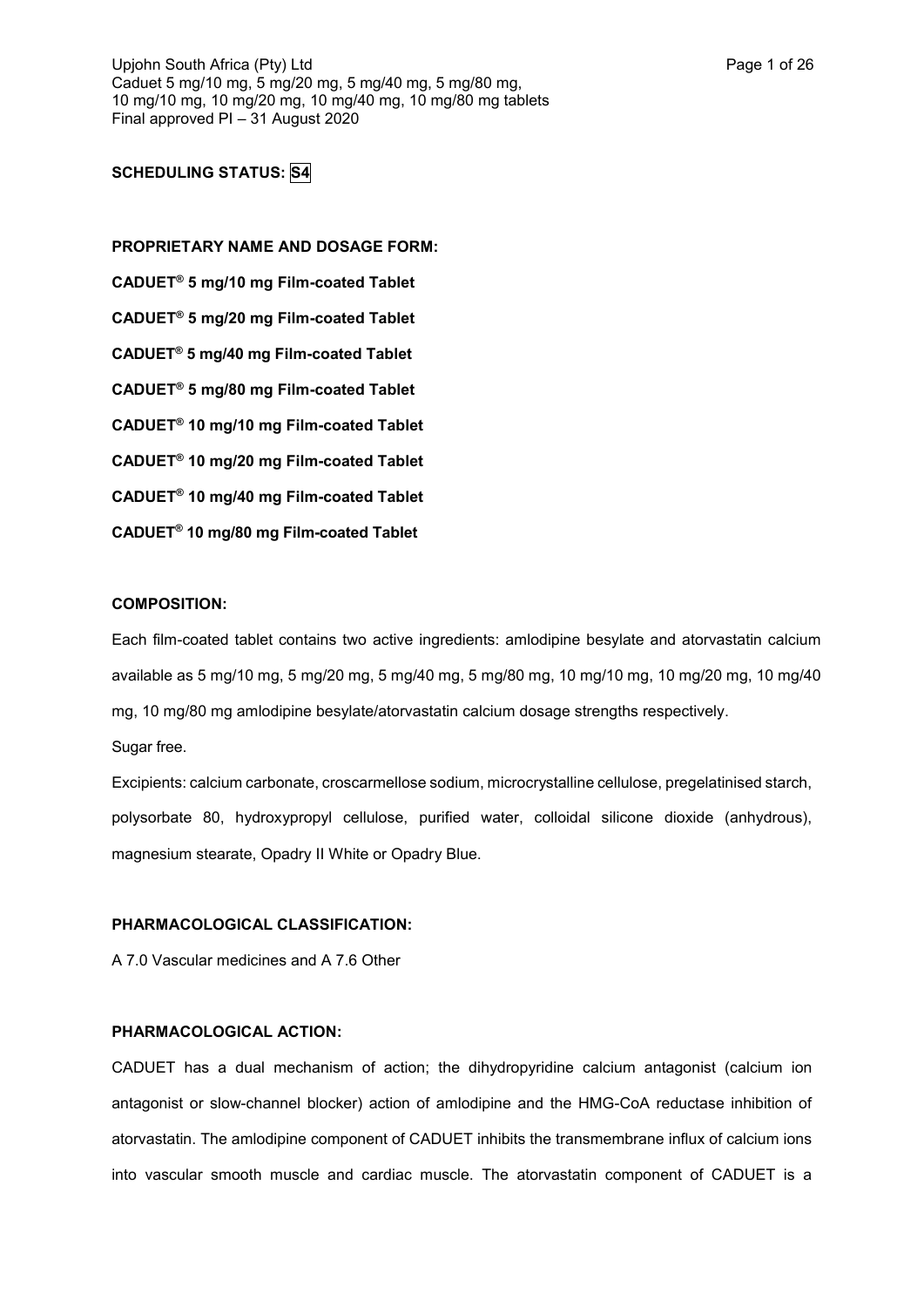**SCHEDULING STATUS: S4**

**PROPRIETARY NAME AND DOSAGE FORM:**

**CADUET® 5 mg/10 mg Film-coated Tablet**

**CADUET® 5 mg/20 mg Film-coated Tablet**

**CADUET® 5 mg/40 mg Film-coated Tablet**

**CADUET® 5 mg/80 mg Film-coated Tablet**

**CADUET® 10 mg/10 mg Film-coated Tablet**

**CADUET® 10 mg/20 mg Film-coated Tablet**

**CADUET® 10 mg/40 mg Film-coated Tablet**

**CADUET® 10 mg/80 mg Film-coated Tablet**

**COMPOSITION:**

Each film-coated tablet contains two active ingredients: amlodipine besylate and atorvastatin calcium available as 5 mg/10 mg, 5 mg/20 mg, 5 mg/40 mg, 5 mg/80 mg, 10 mg/10 mg, 10 mg/20 mg, 10 mg/40 mg, 10 mg/80 mg amlodipine besylate/atorvastatin calcium dosage strengths respectively.

Sugar free.

Excipients: calcium carbonate, croscarmellose sodium, microcrystalline cellulose, pregelatinised starch, polysorbate 80, hydroxypropyl cellulose, purified water, colloidal silicone dioxide (anhydrous), magnesium stearate, Opadry II White or Opadry Blue.

**PHARMACOLOGICAL CLASSIFICATION:**

A 7.0 Vascular medicines and A 7.6 Other

**PHARMACOLOGICAL ACTION:**

CADUET has a dual mechanism of action; the dihydropyridine calcium antagonist (calcium ion antagonist or slow-channel blocker) action of amlodipine and the HMG-CoA reductase inhibition of atorvastatin. The amlodipine component of CADUET inhibits the transmembrane influx of calcium ions into vascular smooth muscle and cardiac muscle. The atorvastatin component of CADUET is a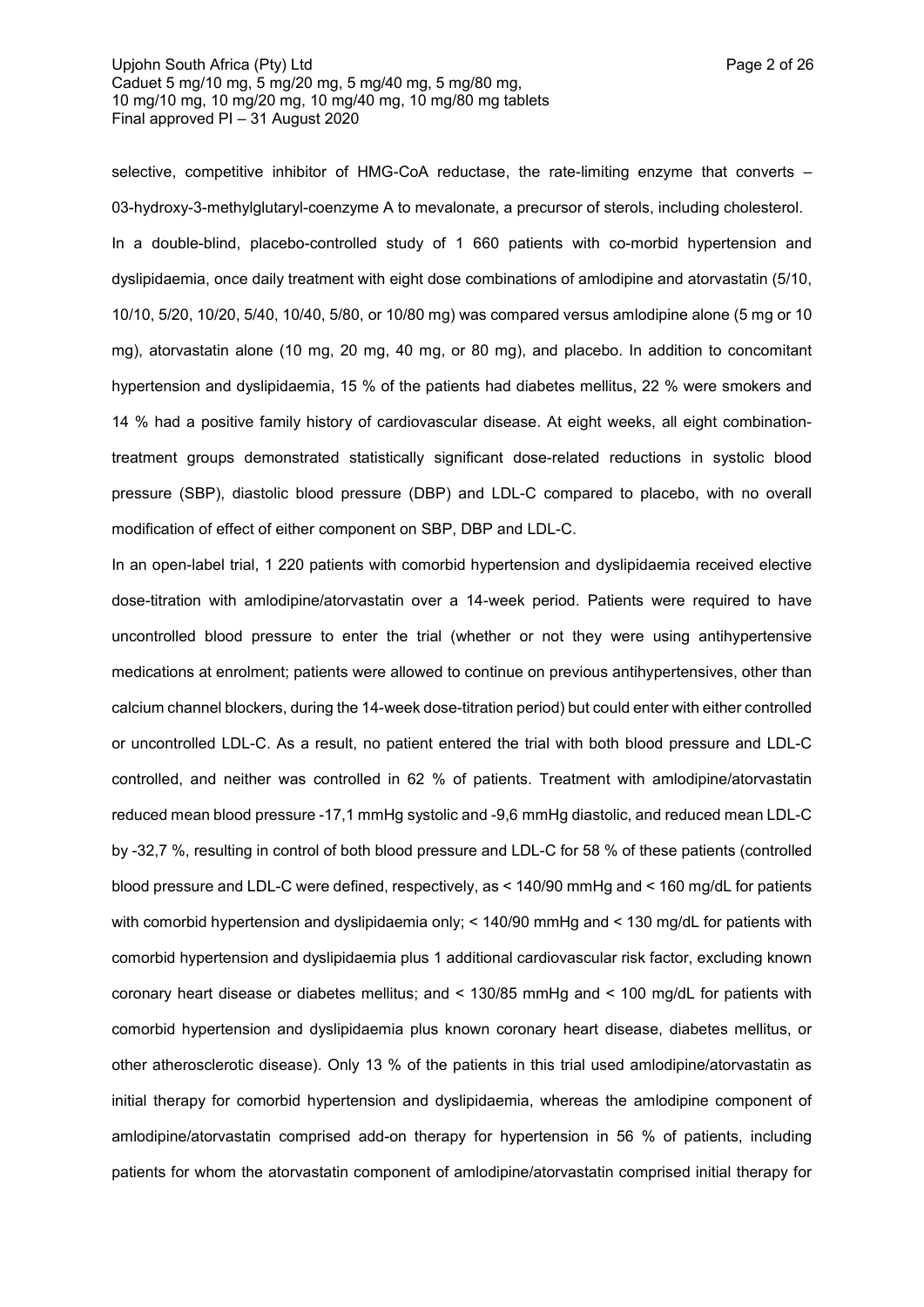selective, competitive inhibitor of HMG-CoA reductase, the rate-limiting enzyme that converts – 03-hydroxy-3-methylglutaryl-coenzyme A to mevalonate, a precursor of sterols, including cholesterol.

In a double-blind, placebo-controlled study of 1 660 patients with co-morbid hypertension and dyslipidaemia, once daily treatment with eight dose combinations of amlodipine and atorvastatin (5/10, 10/10, 5/20, 10/20, 5/40, 10/40, 5/80, or 10/80 mg) was compared versus amlodipine alone (5 mg or 10 mg), atorvastatin alone (10 mg, 20 mg, 40 mg, or 80 mg), and placebo. In addition to concomitant hypertension and dyslipidaemia, 15 % of the patients had diabetes mellitus, 22 % were smokers and 14 % had a positive family history of cardiovascular disease. At eight weeks, all eight combination-treatment groups demonstrated statistically significant dose-related reductions in systolic blood pressure (SBP), diastolic blood pressure (DBP) and LDL-C compared to placebo, with no overall modification of effect of either component on SBP, DBP and LDL-C.

In an open-label trial, 1 220 patients with comorbid hypertension and dyslipidaemia received elective dose-titration with amlodipine/atorvastatin over a 14-week period. Patients were required to have uncontrolled blood pressure to enter the trial (whether or not they were using antihypertensive medications at enrolment; patients were allowed to continue on previous antihypertensives, other than calcium channel blockers, during the 14-week dose-titration period) but could enter with either controlled or uncontrolled LDL-C. As a result, no patient entered the trial with both blood pressure and LDL-C controlled, and neither was controlled in 62 % of patients. Treatment with amlodipine/atorvastatin reduced mean blood pressure -17,1 mmHg systolic and -9,6 mmHg diastolic, and reduced mean LDL-C by -32,7 %, resulting in control of both blood pressure and LDL-C for 58 % of these patients (controlled blood pressure and LDL-C were defined, respectively, as < 140/90 mmHg and < 160 mg/dL for patients with comorbid hypertension and dyslipidaemia only; < 140/90 mmHg and < 130 mg/dL for patients with comorbid hypertension and dyslipidaemia plus 1 additional cardiovascular risk factor, excluding known coronary heart disease or diabetes mellitus; and < 130/85 mmHg and < 100 mg/dL for patients with comorbid hypertension and dyslipidaemia plus known coronary heart disease, diabetes mellitus, or other atherosclerotic disease). Only 13 % of the patients in this trial used amlodipine/atorvastatin as initial therapy for comorbid hypertension and dyslipidaemia, whereas the amlodipine component of amlodipine/atorvastatin comprised add-on therapy for hypertension in 56 % of patients, including patients for whom the atorvastatin component of amlodipine/atorvastatin comprised initial therapy for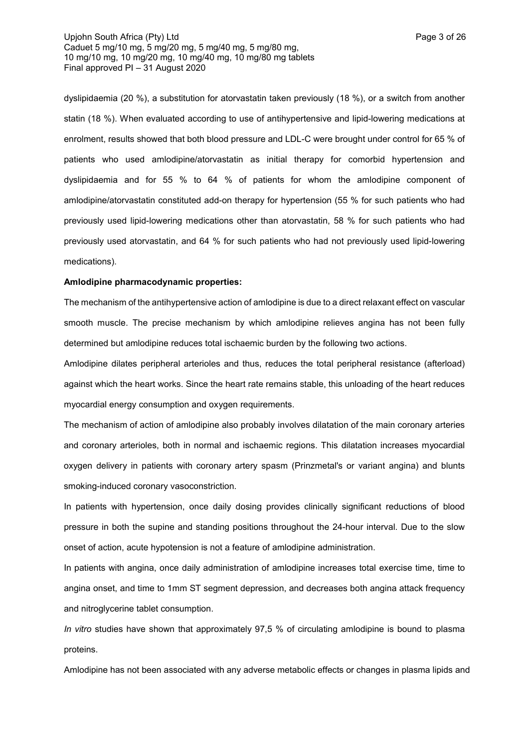dyslipidaemia (20 %), a substitution for atorvastatin taken previously (18 %), or a switch from another statin (18 %). When evaluated according to use of antihypertensive and lipid-lowering medications at enrolment, results showed that both blood pressure and LDL-C were brought under control for 65 % of patients who used amlodipine/atorvastatin as initial therapy for comorbid hypertension and dyslipidaemia and for 55 % to 64 % of patients for whom the amlodipine component of amlodipine/atorvastatin constituted add-on therapy for hypertension (55 % for such patients who had previously used lipid-lowering medications other than atorvastatin, 58 % for such patients who had previously used atorvastatin, and 64 % for such patients who had not previously used lipid-lowering medications).

**Amlodipine pharmacodynamic properties:**

The mechanism of the antihypertensive action of amlodipine is due to a direct relaxant effect on vascular smooth muscle. The precise mechanism by which amlodipine relieves angina has not been fully determined but amlodipine reduces total ischaemic burden by the following two actions.

Amlodipine dilates peripheral arterioles and thus, reduces the total peripheral resistance (afterload) against which the heart works. Since the heart rate remains stable, this unloading of the heart reduces myocardial energy consumption and oxygen requirements.

The mechanism of action of amlodipine also probably involves dilatation of the main coronary arteries and coronary arterioles, both in normal and ischaemic regions. This dilatation increases myocardial oxygen delivery in patients with coronary artery spasm (Prinzmetal's or variant angina) and blunts smoking-induced coronary vasoconstriction.

In patients with hypertension, once daily dosing provides clinically significant reductions of blood pressure in both the supine and standing positions throughout the 24-hour interval. Due to the slow onset of action, acute hypotension is not a feature of amlodipine administration.

In patients with angina, once daily administration of amlodipine increases total exercise time, time to angina onset, and time to 1mm ST segment depression, and decreases both angina attack frequency and nitroglycerine tablet consumption.

*In vitro* studies have shown that approximately 97,5 % of circulating amlodipine is bound to plasma proteins.

Amlodipine has not been associated with any adverse metabolic effects or changes in plasma lipids and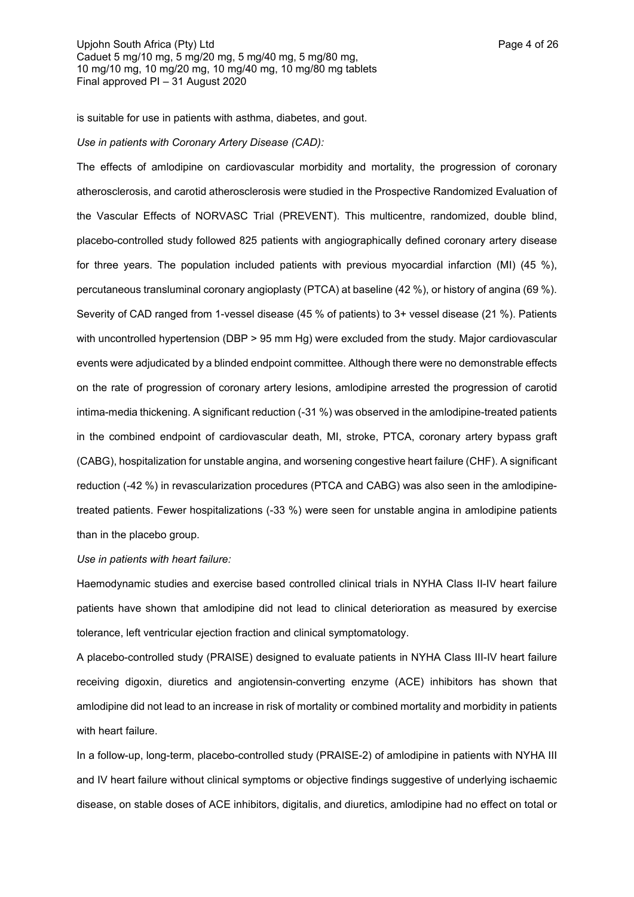is suitable for use in patients with asthma, diabetes, and gout.

*Use in patients with Coronary Artery Disease (CAD):*

The effects of amlodipine on cardiovascular morbidity and mortality, the progression of coronary atherosclerosis, and carotid atherosclerosis were studied in the Prospective Randomized Evaluation of the Vascular Effects of NORVASC Trial (PREVENT). This multicentre, randomized, double blind, placebo-controlled study followed 825 patients with angiographically defined coronary artery disease for three years. The population included patients with previous myocardial infarction (MI) (45 %), percutaneous transluminal coronary angioplasty (PTCA) at baseline (42 %), or history of angina (69 %). Severity of CAD ranged from 1-vessel disease (45 % of patients) to 3+ vessel disease (21 %). Patients with uncontrolled hypertension (DBP > 95 mm Hg) were excluded from the study. Major cardiovascular events were adjudicated by a blinded endpoint committee. Although there were no demonstrable effects on the rate of progression of coronary artery lesions, amlodipine arrested the progression of carotid intima-media thickening. A significant reduction (-31 %) was observed in the amlodipine-treated patients in the combined endpoint of cardiovascular death, MI, stroke, PTCA, coronary artery bypass graft (CABG), hospitalization for unstable angina, and worsening congestive heart failure (CHF). A significant reduction (-42 %) in revascularization procedures (PTCA and CABG) was also seen in the amlodipine-treated patients. Fewer hospitalizations (-33 %) were seen for unstable angina in amlodipine patients than in the placebo group.

*Use in patients with heart failure:*

Haemodynamic studies and exercise based controlled clinical trials in NYHA Class II-IV heart failure patients have shown that amlodipine did not lead to clinical deterioration as measured by exercise tolerance, left ventricular ejection fraction and clinical symptomatology.

A placebo-controlled study (PRAISE) designed to evaluate patients in NYHA Class III-IV heart failure receiving digoxin, diuretics and angiotensin-converting enzyme (ACE) inhibitors has shown that amlodipine did not lead to an increase in risk of mortality or combined mortality and morbidity in patients with heart failure.

In a follow-up, long-term, placebo-controlled study (PRAISE-2) of amlodipine in patients with NYHA III and IV heart failure without clinical symptoms or objective findings suggestive of underlying ischaemic disease, on stable doses of ACE inhibitors, digitalis, and diuretics, amlodipine had no effect on total or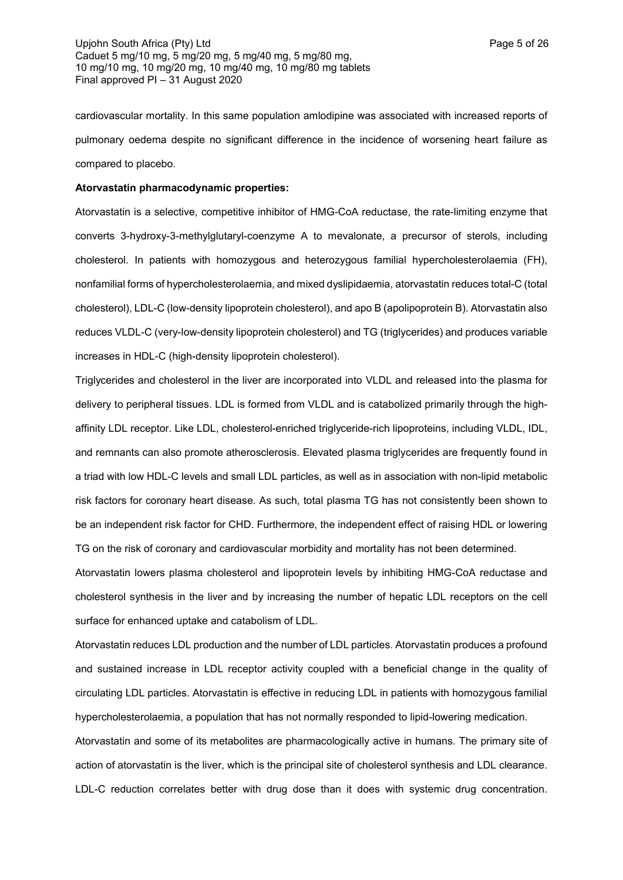cardiovascular mortality. In this same population amlodipine was associated with increased reports of pulmonary oedema despite no significant difference in the incidence of worsening heart failure as compared to placebo.

**Atorvastatin pharmacodynamic properties:**

Atorvastatin is a selective, competitive inhibitor of HMG-CoA reductase, the rate-limiting enzyme that converts 3-hydroxy-3-methylglutaryl-coenzyme A to mevalonate, a precursor of sterols, including cholesterol. In patients with homozygous and heterozygous familial hypercholesterolaemia (FH), nonfamilial forms of hypercholesterolaemia, and mixed dyslipidaemia, atorvastatin reduces total-C (total cholesterol), LDL-C (low-density lipoprotein cholesterol), and apo B (apolipoprotein B). Atorvastatin also reduces VLDL-C (very-low-density lipoprotein cholesterol) and TG (triglycerides) and produces variable increases in HDL-C (high-density lipoprotein cholesterol).

Triglycerides and cholesterol in the liver are incorporated into VLDL and released into the plasma for delivery to peripheral tissues. LDL is formed from VLDL and is catabolized primarily through the high-affinity LDL receptor. Like LDL, cholesterol-enriched triglyceride-rich lipoproteins, including VLDL, IDL, and remnants can also promote atherosclerosis. Elevated plasma triglycerides are frequently found in a triad with low HDL-C levels and small LDL particles, as well as in association with non-lipid metabolic risk factors for coronary heart disease. As such, total plasma TG has not consistently been shown to be an independent risk factor for CHD. Furthermore, the independent effect of raising HDL or lowering TG on the risk of coronary and cardiovascular morbidity and mortality has not been determined.

Atorvastatin lowers plasma cholesterol and lipoprotein levels by inhibiting HMG-CoA reductase and cholesterol synthesis in the liver and by increasing the number of hepatic LDL receptors on the cell surface for enhanced uptake and catabolism of LDL.

Atorvastatin reduces LDL production and the number of LDL particles. Atorvastatin produces a profound and sustained increase in LDL receptor activity coupled with a beneficial change in the quality of circulating LDL particles. Atorvastatin is effective in reducing LDL in patients with homozygous familial hypercholesterolaemia, a population that has not normally responded to lipid-lowering medication.

Atorvastatin and some of its metabolites are pharmacologically active in humans. The primary site of action of atorvastatin is the liver, which is the principal site of cholesterol synthesis and LDL clearance. LDL-C reduction correlates better with drug dose than it does with systemic drug concentration.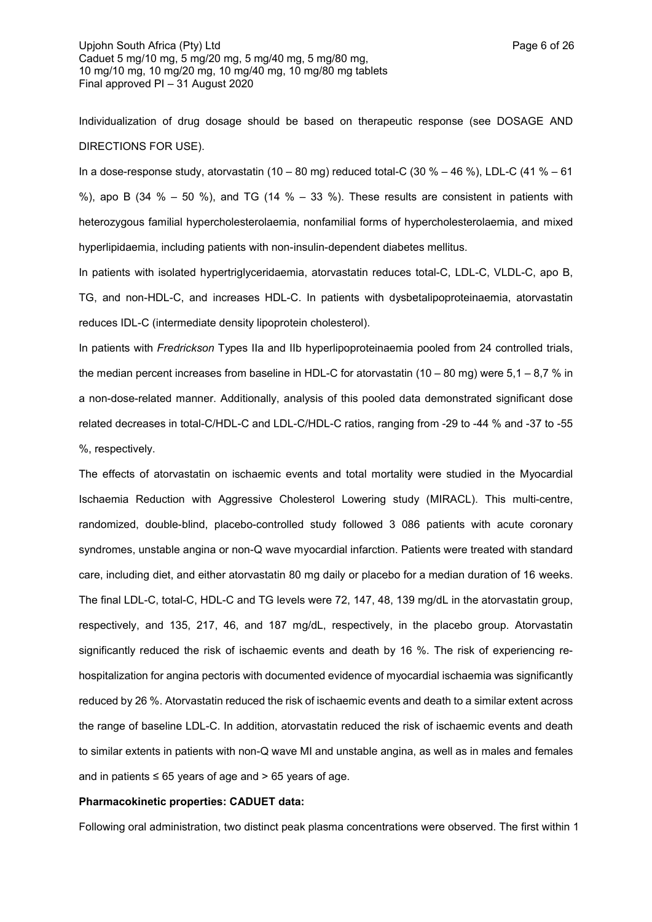Individualization of drug dosage should be based on therapeutic response (see DOSAGE AND DIRECTIONS FOR USE).

In a dose-response study, atorvastatin (10 – 80 mg) reduced total-C (30 % – 46 %), LDL-C (41 % – 61 %), apo B (34 % – 50 %), and TG (14 % – 33 %). These results are consistent in patients with heterozygous familial hypercholesterolaemia, nonfamilial forms of hypercholesterolaemia, and mixed hyperlipidaemia, including patients with non-insulin-dependent diabetes mellitus.

In patients with isolated hypertriglyceridaemia, atorvastatin reduces total-C, LDL-C, VLDL-C, apo B, TG, and non-HDL-C, and increases HDL-C. In patients with dysbetalipoproteinaemia, atorvastatin reduces IDL-C (intermediate density lipoprotein cholesterol).

In patients with *Fredrickson* Types IIa and IIb hyperlipoproteinaemia pooled from 24 controlled trials, the median percent increases from baseline in HDL-C for atorvastatin (10 – 80 mg) were 5,1 – 8,7 % in a non-dose-related manner. Additionally, analysis of this pooled data demonstrated significant dose related decreases in total-C/HDL-C and LDL-C/HDL-C ratios, ranging from -29 to -44 % and -37 to -55 %, respectively.

The effects of atorvastatin on ischaemic events and total mortality were studied in the Myocardial Ischaemia Reduction with Aggressive Cholesterol Lowering study (MIRACL). This multi-centre, randomized, double-blind, placebo-controlled study followed 3 086 patients with acute coronary syndromes, unstable angina or non-Q wave myocardial infarction. Patients were treated with standard care, including diet, and either atorvastatin 80 mg daily or placebo for a median duration of 16 weeks. The final LDL-C, total-C, HDL-C and TG levels were 72, 147, 48, 139 mg/dL in the atorvastatin group, respectively, and 135, 217, 46, and 187 mg/dL, respectively, in the placebo group. Atorvastatin significantly reduced the risk of ischaemic events and death by 16 %. The risk of experiencing re-hospitalization for angina pectoris with documented evidence of myocardial ischaemia was significantly reduced by 26 %. Atorvastatin reduced the risk of ischaemic events and death to a similar extent across the range of baseline LDL-C. In addition, atorvastatin reduced the risk of ischaemic events and death to similar extents in patients with non-Q wave MI and unstable angina, as well as in males and females and in patients ≤ 65 years of age and > 65 years of age.

**Pharmacokinetic properties: CADUET data:**

Following oral administration, two distinct peak plasma concentrations were observed. The first within 1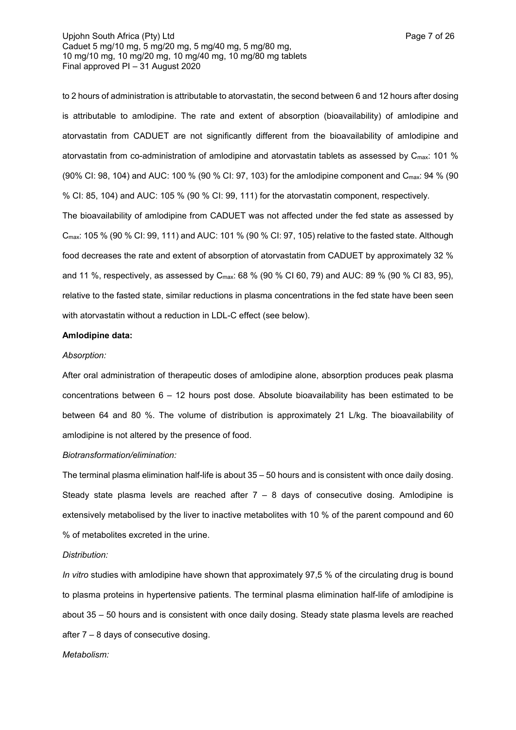to 2 hours of administration is attributable to atorvastatin, the second between 6 and 12 hours after dosing is attributable to amlodipine. The rate and extent of absorption (bioavailability) of amlodipine and atorvastatin from CADUET are not significantly different from the bioavailability of amlodipine and atorvastatin from co-administration of amlodipine and atorvastatin tablets as assessed by $C_{max}$: 101 % (90% CI: 98, 104) and AUC: 100 % (90 % CI: 97, 103) for the amlodipine component and $C_{max}$: 94 % (90 % CI: 85, 104) and AUC: 105 % (90 % CI: 99, 111) for the atorvastatin component, respectively.

The bioavailability of amlodipine from CADUET was not affected under the fed state as assessed by $C_{max}$: 105 % (90 % CI: 99, 111) and AUC: 101 % (90 % CI: 97, 105) relative to the fasted state. Although food decreases the rate and extent of absorption of atorvastatin from CADUET by approximately 32 % and 11 %, respectively, as assessed by $C_{max}$: 68 % (90 % CI 60, 79) and AUC: 89 % (90 % CI 83, 95), relative to the fasted state, similar reductions in plasma concentrations in the fed state have been seen with atorvastatin without a reduction in LDL-C effect (see below).

**Amlodipine data:**

*Absorption:*

After oral administration of therapeutic doses of amlodipine alone, absorption produces peak plasma concentrations between 6 – 12 hours post dose. Absolute bioavailability has been estimated to be between 64 and 80 %. The volume of distribution is approximately 21 L/kg. The bioavailability of amlodipine is not altered by the presence of food.

*Biotransformation/elimination:*

The terminal plasma elimination half-life is about 35 – 50 hours and is consistent with once daily dosing. Steady state plasma levels are reached after 7 – 8 days of consecutive dosing. Amlodipine is extensively metabolised by the liver to inactive metabolites with 10 % of the parent compound and 60 % of metabolites excreted in the urine.

*Distribution:*

*In vitro* studies with amlodipine have shown that approximately 97,5 % of the circulating drug is bound to plasma proteins in hypertensive patients. The terminal plasma elimination half-life of amlodipine is about 35 – 50 hours and is consistent with once daily dosing. Steady state plasma levels are reached after 7 – 8 days of consecutive dosing.

*Metabolism:*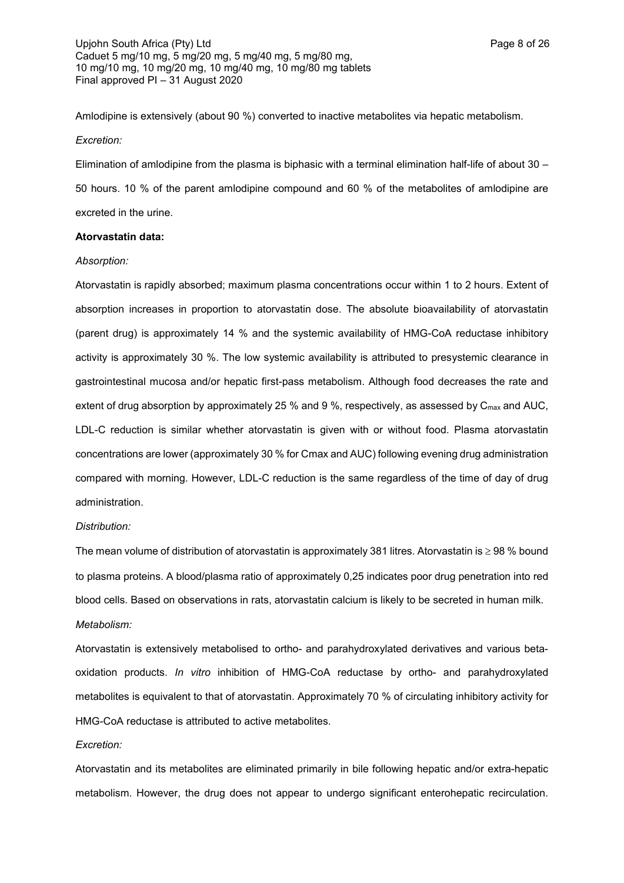Amlodipine is extensively (about 90 %) converted to inactive metabolites via hepatic metabolism.

*Excretion:*

Elimination of amlodipine from the plasma is biphasic with a terminal elimination half-life of about 30 – 50 hours. 10 % of the parent amlodipine compound and 60 % of the metabolites of amlodipine are excreted in the urine.

**Atorvastatin data:**

*Absorption:*

Atorvastatin is rapidly absorbed; maximum plasma concentrations occur within 1 to 2 hours. Extent of absorption increases in proportion to atorvastatin dose. The absolute bioavailability of atorvastatin (parent drug) is approximately 14 % and the systemic availability of HMG-CoA reductase inhibitory activity is approximately 30 %. The low systemic availability is attributed to presystemic clearance in gastrointestinal mucosa and/or hepatic first-pass metabolism. Although food decreases the rate and extent of drug absorption by approximately 25 % and 9 %, respectively, as assessed by $C_{max}$ and AUC, LDL-C reduction is similar whether atorvastatin is given with or without food. Plasma atorvastatin concentrations are lower (approximately 30 % for Cmax and AUC) following evening drug administration compared with morning. However, LDL-C reduction is the same regardless of the time of day of drug administration.

*Distribution:*

The mean volume of distribution of atorvastatin is approximately 381 litres. Atorvastatin is $\geq$ 98 % bound to plasma proteins. A blood/plasma ratio of approximately 0,25 indicates poor drug penetration into red blood cells. Based on observations in rats, atorvastatin calcium is likely to be secreted in human milk.

*Metabolism:*

Atorvastatin is extensively metabolised to ortho- and parahydroxylated derivatives and various beta-oxidation products. *In vitro* inhibition of HMG-CoA reductase by ortho- and parahydroxylated metabolites is equivalent to that of atorvastatin. Approximately 70 % of circulating inhibitory activity for HMG-CoA reductase is attributed to active metabolites.

*Excretion:*

Atorvastatin and its metabolites are eliminated primarily in bile following hepatic and/or extra-hepatic metabolism. However, the drug does not appear to undergo significant enterohepatic recirculation.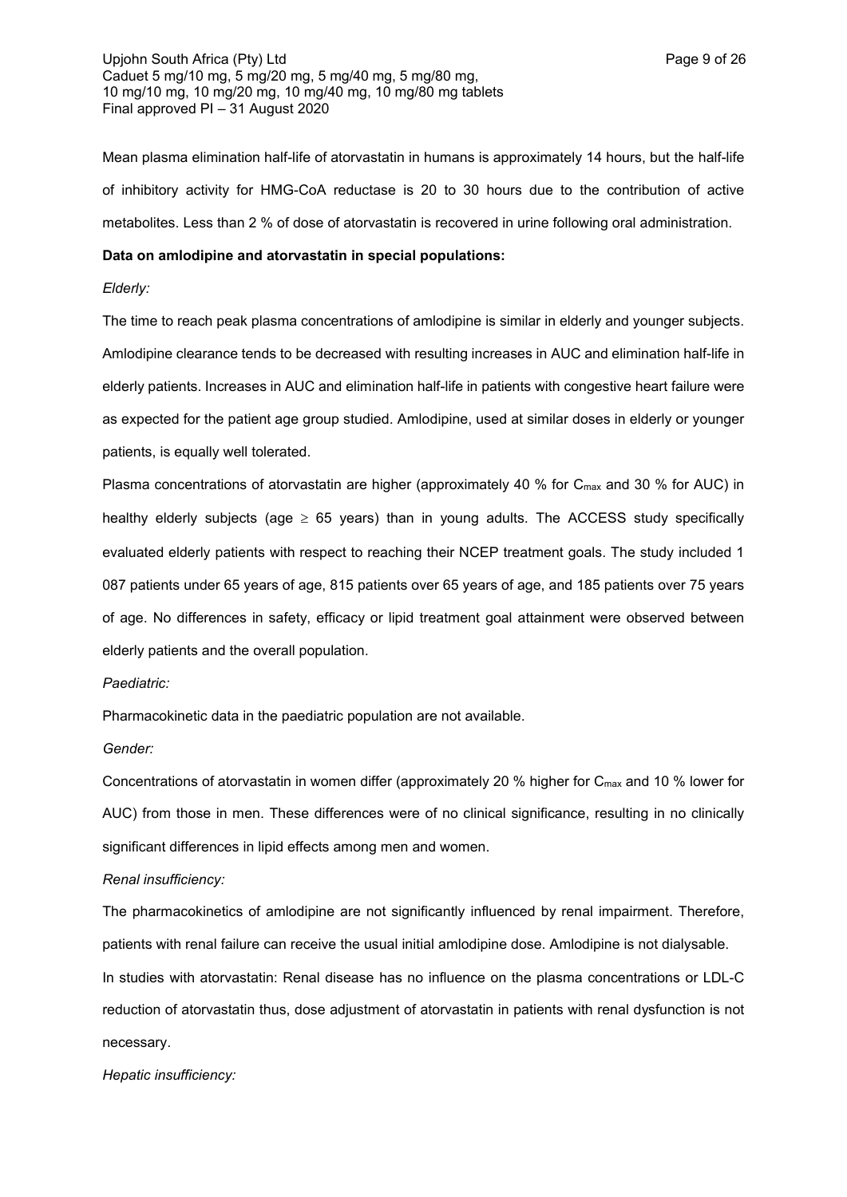Mean plasma elimination half-life of atorvastatin in humans is approximately 14 hours, but the half-life of inhibitory activity for HMG-CoA reductase is 20 to 30 hours due to the contribution of active metabolites. Less than 2 % of dose of atorvastatin is recovered in urine following oral administration.

**Data on amlodipine and atorvastatin in special populations:**

*Elderly:*

The time to reach peak plasma concentrations of amlodipine is similar in elderly and younger subjects. Amlodipine clearance tends to be decreased with resulting increases in AUC and elimination half-life in elderly patients. Increases in AUC and elimination half-life in patients with congestive heart failure were as expected for the patient age group studied. Amlodipine, used at similar doses in elderly or younger patients, is equally well tolerated.

Plasma concentrations of atorvastatin are higher (approximately 40 % for $C_{max}$ and 30 % for AUC) in healthy elderly subjects (age $\geq$ 65 years) than in young adults. The ACCESS study specifically evaluated elderly patients with respect to reaching their NCEP treatment goals. The study included 1 087 patients under 65 years of age, 815 patients over 65 years of age, and 185 patients over 75 years of age. No differences in safety, efficacy or lipid treatment goal attainment were observed between elderly patients and the overall population.

*Paediatric:*

Pharmacokinetic data in the paediatric population are not available.

*Gender:*

Concentrations of atorvastatin in women differ (approximately 20 % higher for $C_{max}$ and 10 % lower for AUC) from those in men. These differences were of no clinical significance, resulting in no clinically significant differences in lipid effects among men and women.

*Renal insufficiency:*

The pharmacokinetics of amlodipine are not significantly influenced by renal impairment. Therefore, patients with renal failure can receive the usual initial amlodipine dose. Amlodipine is not dialysable.

In studies with atorvastatin: Renal disease has no influence on the plasma concentrations or LDL-C reduction of atorvastatin thus, dose adjustment of atorvastatin in patients with renal dysfunction is not necessary.

*Hepatic insufficiency:*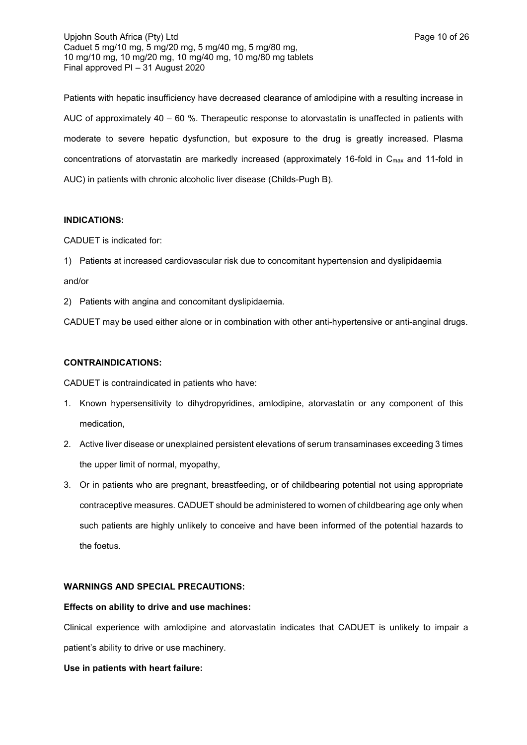Patients with hepatic insufficiency have decreased clearance of amlodipine with a resulting increase in AUC of approximately 40 – 60 %. Therapeutic response to atorvastatin is unaffected in patients with moderate to severe hepatic dysfunction, but exposure to the drug is greatly increased. Plasma concentrations of atorvastatin are markedly increased (approximately 16-fold in $C_{max}$ and 11-fold in AUC) in patients with chronic alcoholic liver disease (Childs-Pugh B).

**INDICATIONS:**

CADUET is indicated for:

1) Patients at increased cardiovascular risk due to concomitant hypertension and dyslipidaemia

and/or

2) Patients with angina and concomitant dyslipidaemia.

CADUET may be used either alone or in combination with other anti-hypertensive or anti-anginal drugs.

**CONTRAINDICATIONS:**

CADUET is contraindicated in patients who have:

1. Known hypersensitivity to dihydropyridines, amlodipine, atorvastatin or any component of this medication,
2. Active liver disease or unexplained persistent elevations of serum transaminases exceeding 3 times the upper limit of normal, myopathy,
3. Or in patients who are pregnant, breastfeeding, or of childbearing potential not using appropriate contraceptive measures. CADUET should be administered to women of childbearing age only when such patients are highly unlikely to conceive and have been informed of the potential hazards to the foetus.

**WARNINGS AND SPECIAL PRECAUTIONS:**

**Effects on ability to drive and use machines:**

Clinical experience with amlodipine and atorvastatin indicates that CADUET is unlikely to impair a patient's ability to drive or use machinery.

**Use in patients with heart failure:**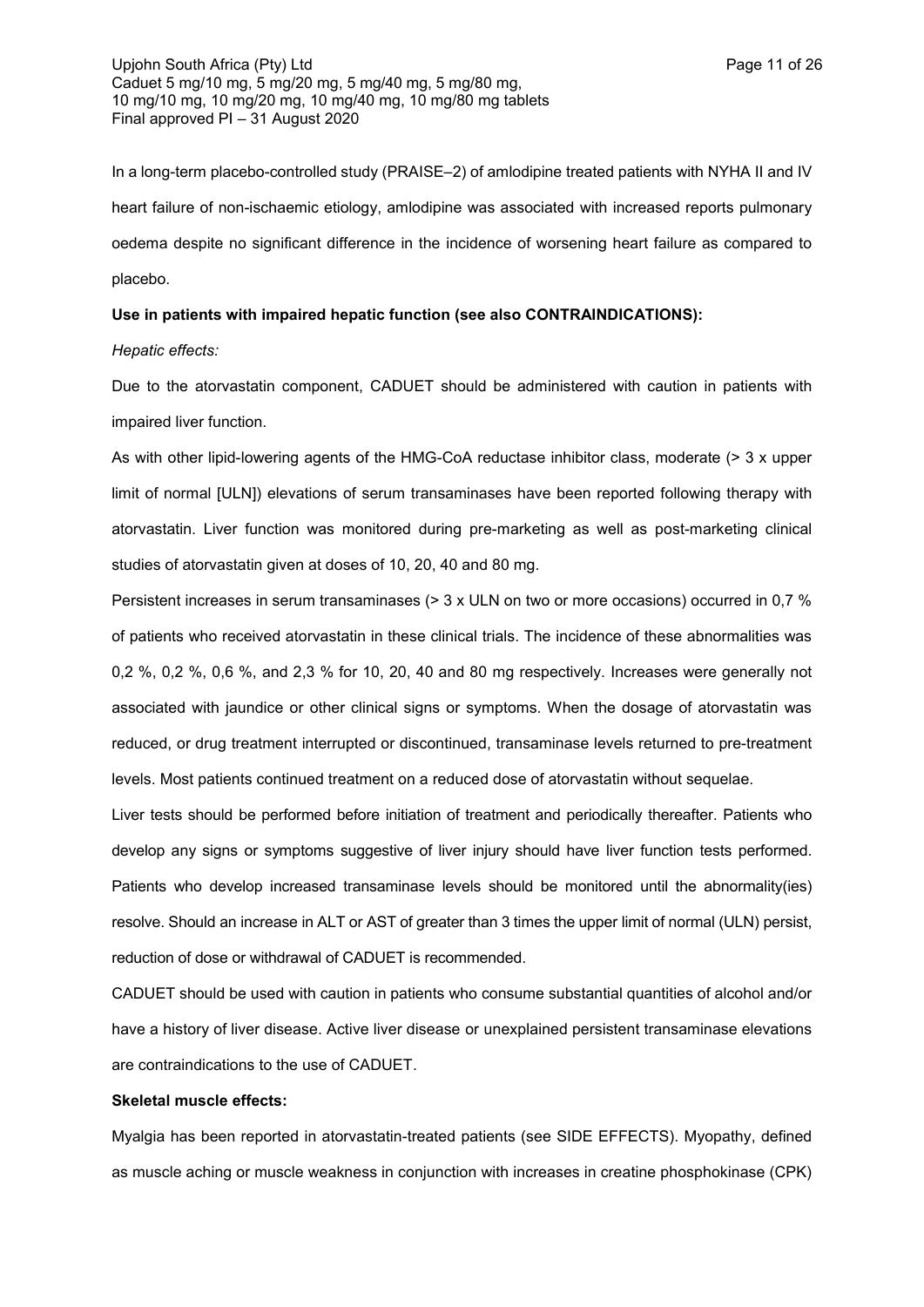In a long-term placebo-controlled study (PRAISE–2) of amlodipine treated patients with NYHA II and IV heart failure of non-ischaemic etiology, amlodipine was associated with increased reports pulmonary oedema despite no significant difference in the incidence of worsening heart failure as compared to placebo.

**Use in patients with impaired hepatic function (see also CONTRAINDICATIONS):**

*Hepatic effects:*

Due to the atorvastatin component, CADUET should be administered with caution in patients with impaired liver function.

As with other lipid-lowering agents of the HMG-CoA reductase inhibitor class, moderate (> 3 x upper limit of normal [ULN]) elevations of serum transaminases have been reported following therapy with atorvastatin. Liver function was monitored during pre-marketing as well as post-marketing clinical studies of atorvastatin given at doses of 10, 20, 40 and 80 mg.

Persistent increases in serum transaminases (> 3 x ULN on two or more occasions) occurred in 0,7 % of patients who received atorvastatin in these clinical trials. The incidence of these abnormalities was 0,2 %, 0,2 %, 0,6 %, and 2,3 % for 10, 20, 40 and 80 mg respectively. Increases were generally not associated with jaundice or other clinical signs or symptoms. When the dosage of atorvastatin was reduced, or drug treatment interrupted or discontinued, transaminase levels returned to pre-treatment levels. Most patients continued treatment on a reduced dose of atorvastatin without sequelae.

Liver tests should be performed before initiation of treatment and periodically thereafter. Patients who develop any signs or symptoms suggestive of liver injury should have liver function tests performed. Patients who develop increased transaminase levels should be monitored until the abnormality(ies) resolve. Should an increase in ALT or AST of greater than 3 times the upper limit of normal (ULN) persist, reduction of dose or withdrawal of CADUET is recommended.

CADUET should be used with caution in patients who consume substantial quantities of alcohol and/or have a history of liver disease. Active liver disease or unexplained persistent transaminase elevations are contraindications to the use of CADUET.

**Skeletal muscle effects:**

Myalgia has been reported in atorvastatin-treated patients (see SIDE EFFECTS). Myopathy, defined as muscle aching or muscle weakness in conjunction with increases in creatine phosphokinase (CPK)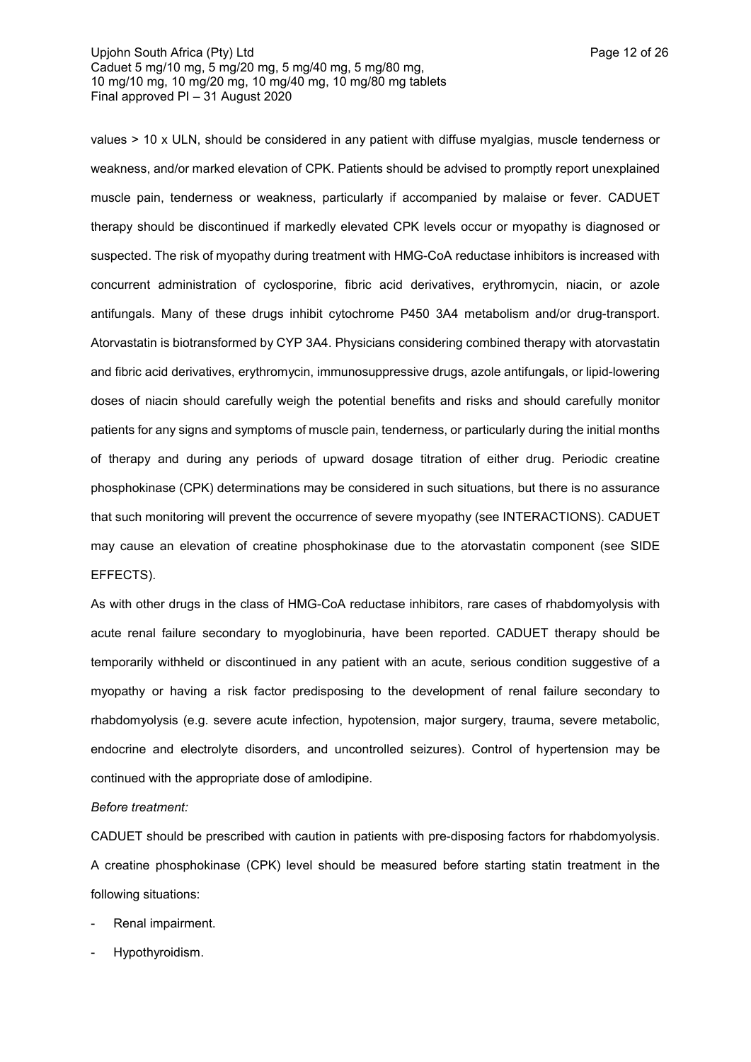values > 10 x ULN, should be considered in any patient with diffuse myalgias, muscle tenderness or weakness, and/or marked elevation of CPK. Patients should be advised to promptly report unexplained muscle pain, tenderness or weakness, particularly if accompanied by malaise or fever. CADUET therapy should be discontinued if markedly elevated CPK levels occur or myopathy is diagnosed or suspected. The risk of myopathy during treatment with HMG-CoA reductase inhibitors is increased with concurrent administration of cyclosporine, fibric acid derivatives, erythromycin, niacin, or azole antifungals. Many of these drugs inhibit cytochrome P450 3A4 metabolism and/or drug-transport. Atorvastatin is biotransformed by CYP 3A4. Physicians considering combined therapy with atorvastatin and fibric acid derivatives, erythromycin, immunosuppressive drugs, azole antifungals, or lipid-lowering doses of niacin should carefully weigh the potential benefits and risks and should carefully monitor patients for any signs and symptoms of muscle pain, tenderness, or particularly during the initial months of therapy and during any periods of upward dosage titration of either drug. Periodic creatine phosphokinase (CPK) determinations may be considered in such situations, but there is no assurance that such monitoring will prevent the occurrence of severe myopathy (see INTERACTIONS). CADUET may cause an elevation of creatine phosphokinase due to the atorvastatin component (see SIDE EFFECTS).

As with other drugs in the class of HMG-CoA reductase inhibitors, rare cases of rhabdomyolysis with acute renal failure secondary to myoglobinuria, have been reported. CADUET therapy should be temporarily withheld or discontinued in any patient with an acute, serious condition suggestive of a myopathy or having a risk factor predisposing to the development of renal failure secondary to rhabdomyolysis (e.g. severe acute infection, hypotension, major surgery, trauma, severe metabolic, endocrine and electrolyte disorders, and uncontrolled seizures). Control of hypertension may be continued with the appropriate dose of amlodipine.

*Before treatment:*

CADUET should be prescribed with caution in patients with pre-disposing factors for rhabdomyolysis. A creatine phosphokinase (CPK) level should be measured before starting statin treatment in the following situations:

- Renal impairment.
- Hypothyroidism.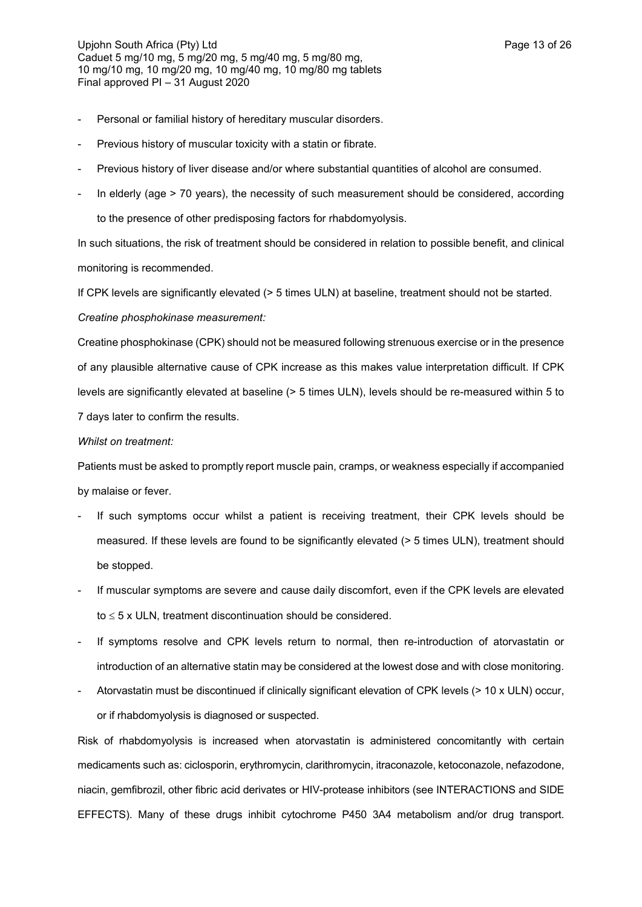- Personal or familial history of hereditary muscular disorders.
- Previous history of muscular toxicity with a statin or fibrate.
- Previous history of liver disease and/or where substantial quantities of alcohol are consumed.
- In elderly (age > 70 years), the necessity of such measurement should be considered, according to the presence of other predisposing factors for rhabdomyolysis.

In such situations, the risk of treatment should be considered in relation to possible benefit, and clinical monitoring is recommended.

If CPK levels are significantly elevated (> 5 times ULN) at baseline, treatment should not be started.

*Creatine phosphokinase measurement:*

Creatine phosphokinase (CPK) should not be measured following strenuous exercise or in the presence of any plausible alternative cause of CPK increase as this makes value interpretation difficult. If CPK levels are significantly elevated at baseline (> 5 times ULN), levels should be re-measured within 5 to 7 days later to confirm the results.

*Whilst on treatment:*

Patients must be asked to promptly report muscle pain, cramps, or weakness especially if accompanied by malaise or fever.

- If such symptoms occur whilst a patient is receiving treatment, their CPK levels should be measured. If these levels are found to be significantly elevated (> 5 times ULN), treatment should be stopped.
- If muscular symptoms are severe and cause daily discomfort, even if the CPK levels are elevated to ≤ 5 x ULN, treatment discontinuation should be considered.
- If symptoms resolve and CPK levels return to normal, then re-introduction of atorvastatin or introduction of an alternative statin may be considered at the lowest dose and with close monitoring.
- Atorvastatin must be discontinued if clinically significant elevation of CPK levels (> 10 x ULN) occur, or if rhabdomyolysis is diagnosed or suspected.

Risk of rhabdomyolysis is increased when atorvastatin is administered concomitantly with certain medicaments such as: ciclosporin, erythromycin, clarithromycin, itraconazole, ketoconazole, nefazodone, niacin, gemfibrozil, other fibric acid derivates or HIV-protease inhibitors (see INTERACTIONS and SIDE EFFECTS). Many of these drugs inhibit cytochrome P450 3A4 metabolism and/or drug transport.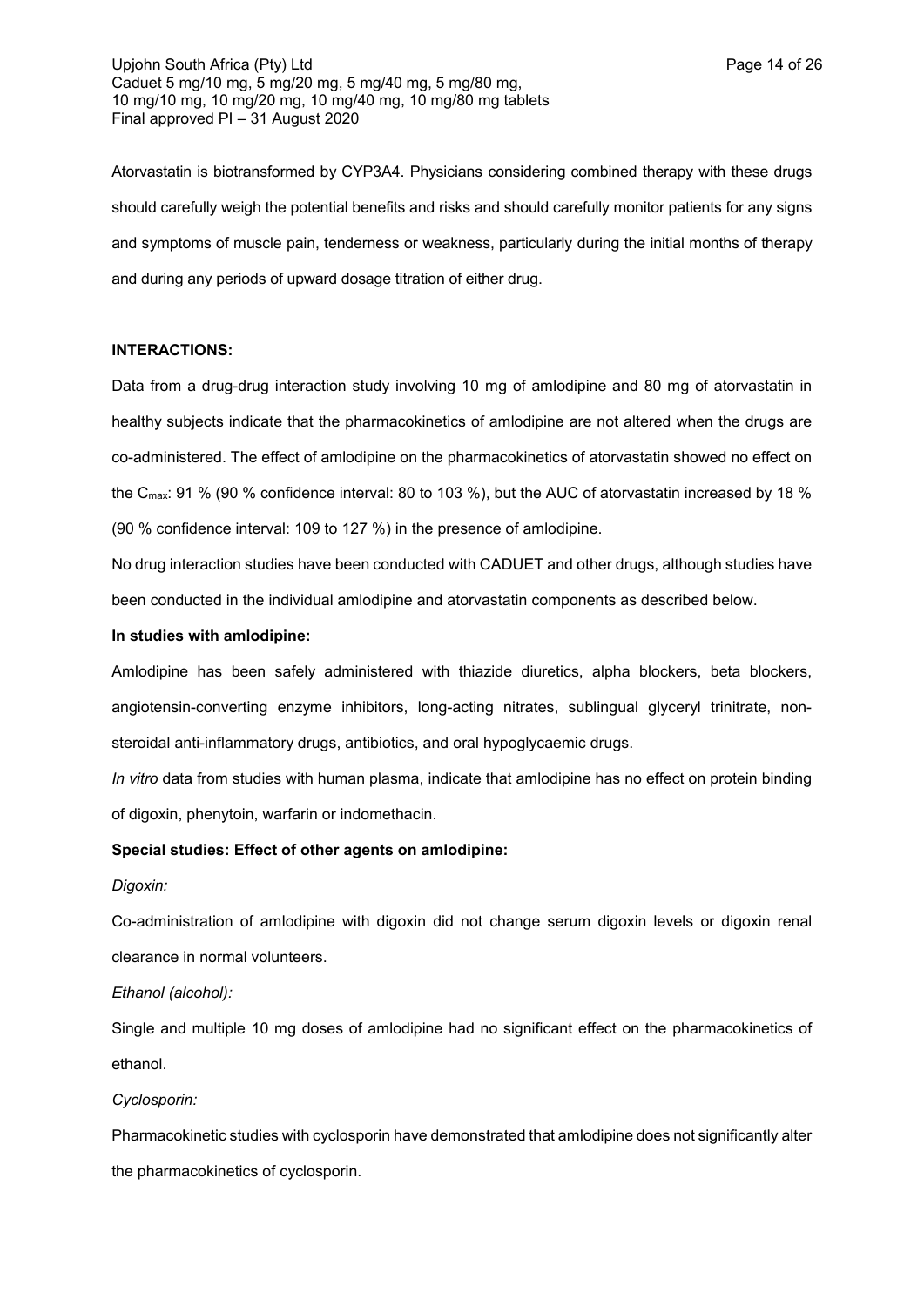Atorvastatin is biotransformed by CYP3A4. Physicians considering combined therapy with these drugs should carefully weigh the potential benefits and risks and should carefully monitor patients for any signs and symptoms of muscle pain, tenderness or weakness, particularly during the initial months of therapy and during any periods of upward dosage titration of either drug.

**INTERACTIONS:**

Data from a drug-drug interaction study involving 10 mg of amlodipine and 80 mg of atorvastatin in healthy subjects indicate that the pharmacokinetics of amlodipine are not altered when the drugs are co-administered. The effect of amlodipine on the pharmacokinetics of atorvastatin showed no effect on the $C_{max}$: 91 % (90 % confidence interval: 80 to 103 %), but the AUC of atorvastatin increased by 18 % (90 % confidence interval: 109 to 127 %) in the presence of amlodipine.

No drug interaction studies have been conducted with CADUET and other drugs, although studies have been conducted in the individual amlodipine and atorvastatin components as described below.

**In studies with amlodipine:**

Amlodipine has been safely administered with thiazide diuretics, alpha blockers, beta blockers, angiotensin-converting enzyme inhibitors, long-acting nitrates, sublingual glyceryl trinitrate, non-steroidal anti-inflammatory drugs, antibiotics, and oral hypoglycaemic drugs.

*In vitro* data from studies with human plasma, indicate that amlodipine has no effect on protein binding of digoxin, phenytoin, warfarin or indomethacin.

**Special studies: Effect of other agents on amlodipine:**

*Digoxin:*

Co-administration of amlodipine with digoxin did not change serum digoxin levels or digoxin renal clearance in normal volunteers.

*Ethanol (alcohol):*

Single and multiple 10 mg doses of amlodipine had no significant effect on the pharmacokinetics of ethanol.

*Cyclosporin:*

Pharmacokinetic studies with cyclosporin have demonstrated that amlodipine does not significantly alter the pharmacokinetics of cyclosporin.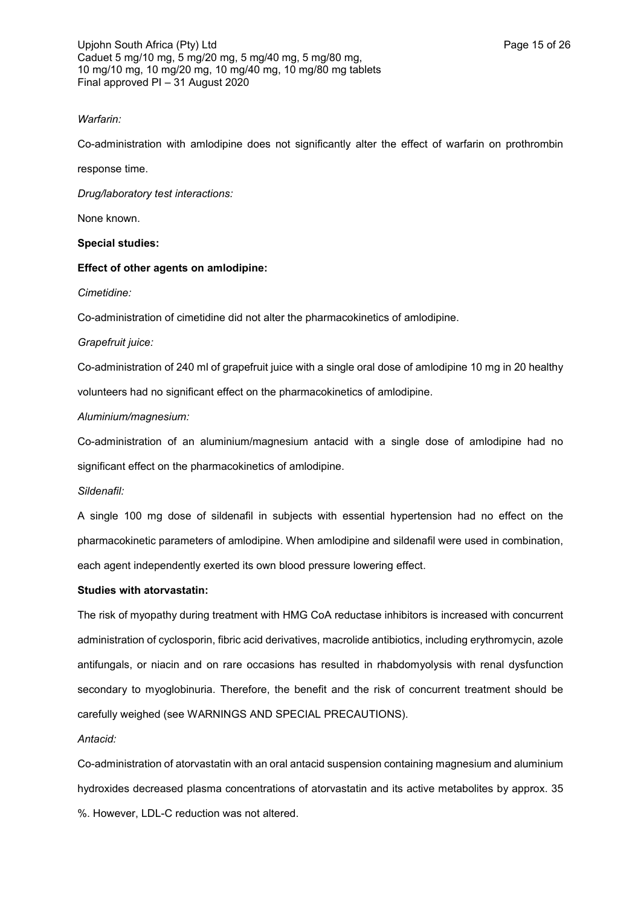*Warfarin:*

Co-administration with amlodipine does not significantly alter the effect of warfarin on prothrombin response time.

*Drug/laboratory test interactions:*

None known.

**Special studies:**

**Effect of other agents on amlodipine:**

*Cimetidine:*

Co-administration of cimetidine did not alter the pharmacokinetics of amlodipine.

*Grapefruit juice:*

Co-administration of 240 ml of grapefruit juice with a single oral dose of amlodipine 10 mg in 20 healthy volunteers had no significant effect on the pharmacokinetics of amlodipine.

*Aluminium/magnesium:*

Co-administration of an aluminium/magnesium antacid with a single dose of amlodipine had no significant effect on the pharmacokinetics of amlodipine.

*Sildenafil:*

A single 100 mg dose of sildenafil in subjects with essential hypertension had no effect on the pharmacokinetic parameters of amlodipine. When amlodipine and sildenafil were used in combination, each agent independently exerted its own blood pressure lowering effect.

**Studies with atorvastatin:**

The risk of myopathy during treatment with HMG CoA reductase inhibitors is increased with concurrent administration of cyclosporin, fibric acid derivatives, macrolide antibiotics, including erythromycin, azole antifungals, or niacin and on rare occasions has resulted in rhabdomyolysis with renal dysfunction secondary to myoglobinuria. Therefore, the benefit and the risk of concurrent treatment should be carefully weighed (see WARNINGS AND SPECIAL PRECAUTIONS).

*Antacid:*

Co-administration of atorvastatin with an oral antacid suspension containing magnesium and aluminium hydroxides decreased plasma concentrations of atorvastatin and its active metabolites by approx. 35 %. However, LDL-C reduction was not altered.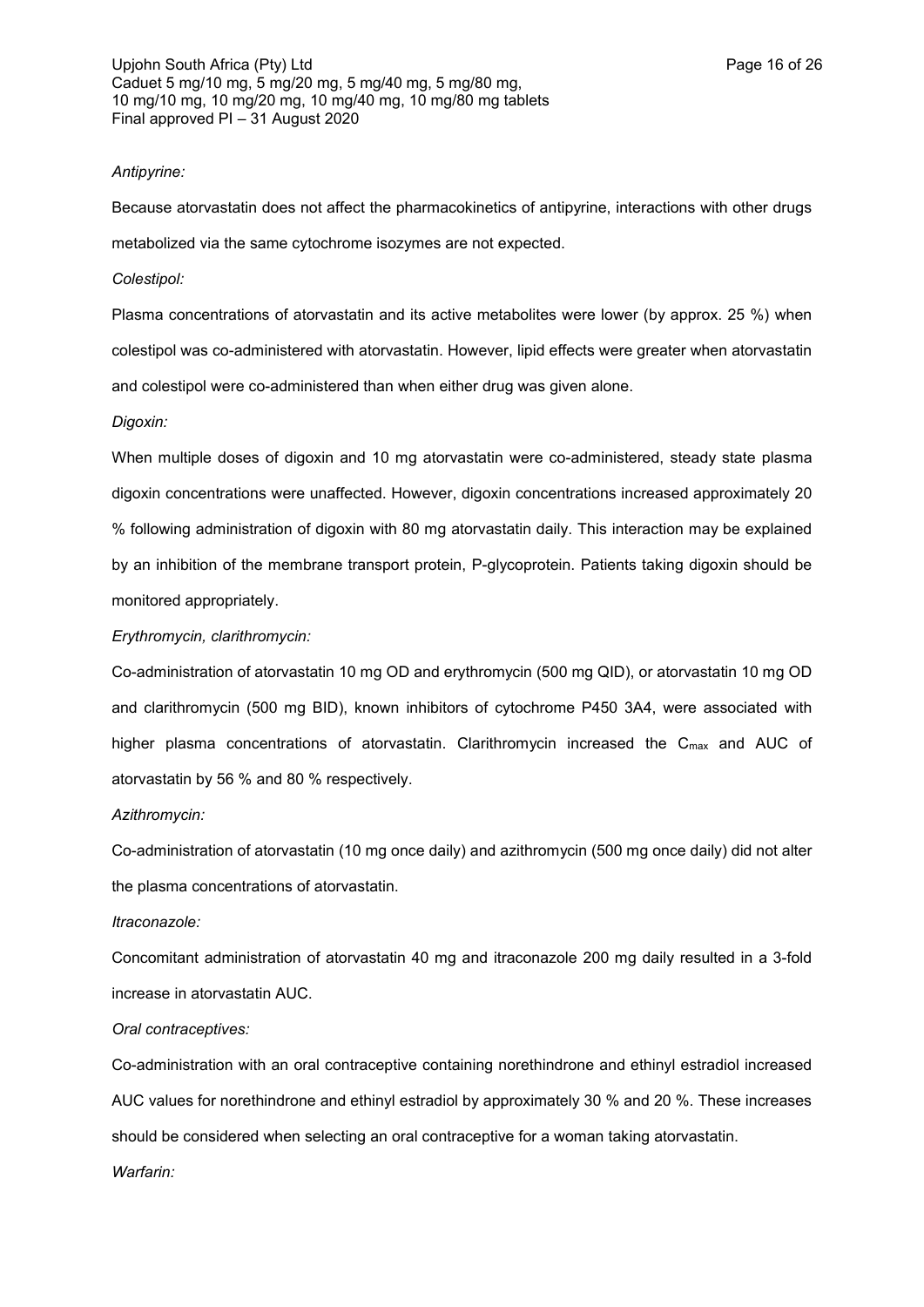*Antipyrine:*

Because atorvastatin does not affect the pharmacokinetics of antipyrine, interactions with other drugs metabolized via the same cytochrome isozymes are not expected.

*Colestipol:*

Plasma concentrations of atorvastatin and its active metabolites were lower (by approx. 25 %) when colestipol was co-administered with atorvastatin. However, lipid effects were greater when atorvastatin and colestipol were co-administered than when either drug was given alone.

*Digoxin:*

When multiple doses of digoxin and 10 mg atorvastatin were co-administered, steady state plasma digoxin concentrations were unaffected. However, digoxin concentrations increased approximately 20 % following administration of digoxin with 80 mg atorvastatin daily. This interaction may be explained by an inhibition of the membrane transport protein, P-glycoprotein. Patients taking digoxin should be monitored appropriately.

*Erythromycin, clarithromycin:*

Co-administration of atorvastatin 10 mg OD and erythromycin (500 mg QID), or atorvastatin 10 mg OD and clarithromycin (500 mg BID), known inhibitors of cytochrome P450 3A4, were associated with higher plasma concentrations of atorvastatin. Clarithromycin increased the $C_{max}$ and AUC of atorvastatin by 56 % and 80 % respectively.

*Azithromycin:*

Co-administration of atorvastatin (10 mg once daily) and azithromycin (500 mg once daily) did not alter the plasma concentrations of atorvastatin.

*Itraconazole:*

Concomitant administration of atorvastatin 40 mg and itraconazole 200 mg daily resulted in a 3-fold increase in atorvastatin AUC.

*Oral contraceptives:*

Co-administration with an oral contraceptive containing norethindrone and ethinyl estradiol increased AUC values for norethindrone and ethinyl estradiol by approximately 30 % and 20 %. These increases should be considered when selecting an oral contraceptive for a woman taking atorvastatin.

*Warfarin:*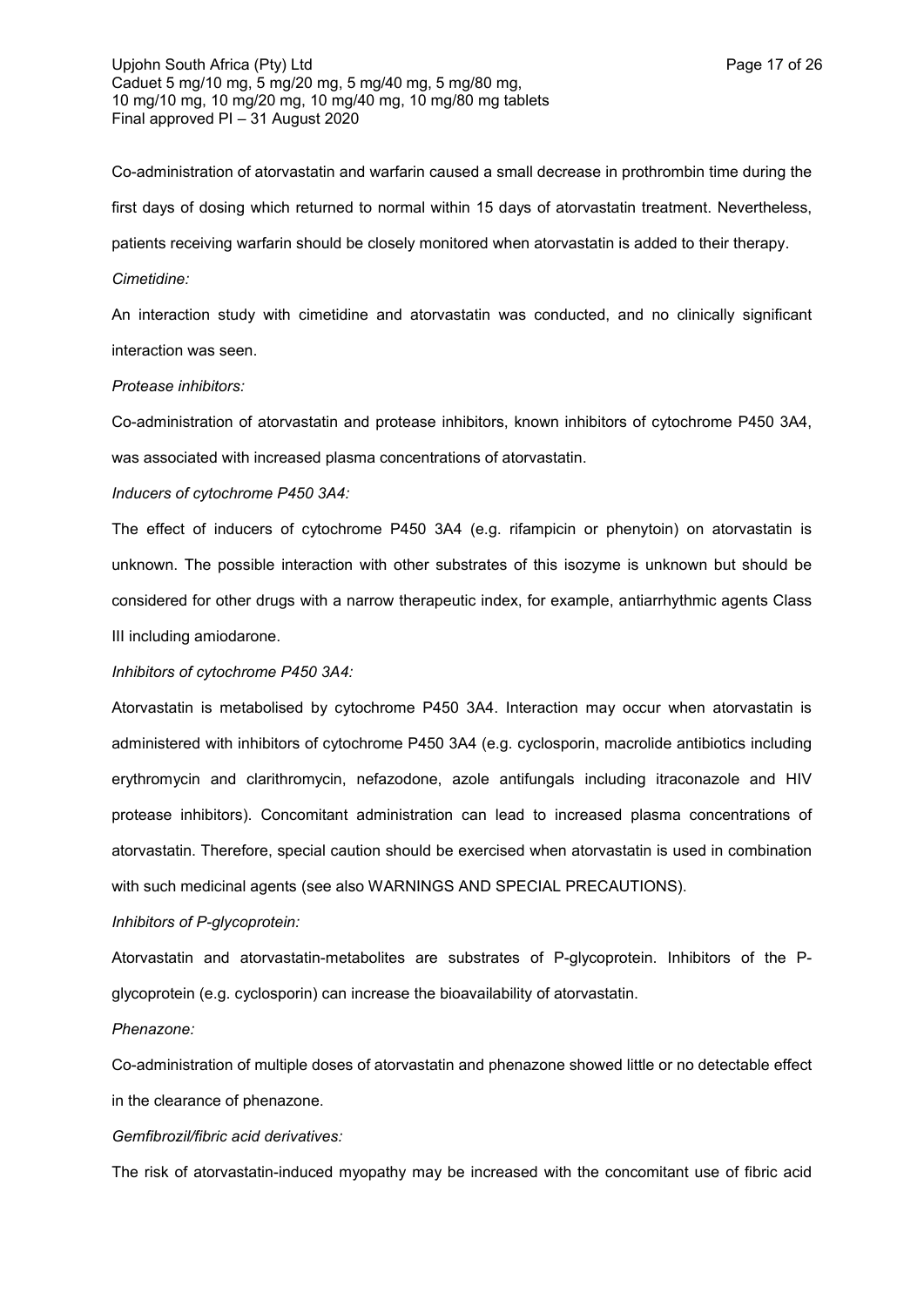Co-administration of atorvastatin and warfarin caused a small decrease in prothrombin time during the first days of dosing which returned to normal within 15 days of atorvastatin treatment. Nevertheless, patients receiving warfarin should be closely monitored when atorvastatin is added to their therapy.

*Cimetidine:*

An interaction study with cimetidine and atorvastatin was conducted, and no clinically significant interaction was seen.

*Protease inhibitors:*

Co-administration of atorvastatin and protease inhibitors, known inhibitors of cytochrome P450 3A4, was associated with increased plasma concentrations of atorvastatin.

*Inducers of cytochrome P450 3A4:*

The effect of inducers of cytochrome P450 3A4 (e.g. rifampicin or phenytoin) on atorvastatin is unknown. The possible interaction with other substrates of this isozyme is unknown but should be considered for other drugs with a narrow therapeutic index, for example, antiarrhythmic agents Class III including amiodarone.

*Inhibitors of cytochrome P450 3A4:*

Atorvastatin is metabolised by cytochrome P450 3A4. Interaction may occur when atorvastatin is administered with inhibitors of cytochrome P450 3A4 (e.g. cyclosporin, macrolide antibiotics including erythromycin and clarithromycin, nefazodone, azole antifungals including itraconazole and HIV protease inhibitors). Concomitant administration can lead to increased plasma concentrations of atorvastatin. Therefore, special caution should be exercised when atorvastatin is used in combination with such medicinal agents (see also WARNINGS AND SPECIAL PRECAUTIONS).

*Inhibitors of P-glycoprotein:*

Atorvastatin and atorvastatin-metabolites are substrates of P-glycoprotein. Inhibitors of the P-glycoprotein (e.g. cyclosporin) can increase the bioavailability of atorvastatin.

*Phenazone:*

Co-administration of multiple doses of atorvastatin and phenazone showed little or no detectable effect in the clearance of phenazone.

*Gemfibrozil/fibric acid derivatives:*

The risk of atorvastatin-induced myopathy may be increased with the concomitant use of fibric acid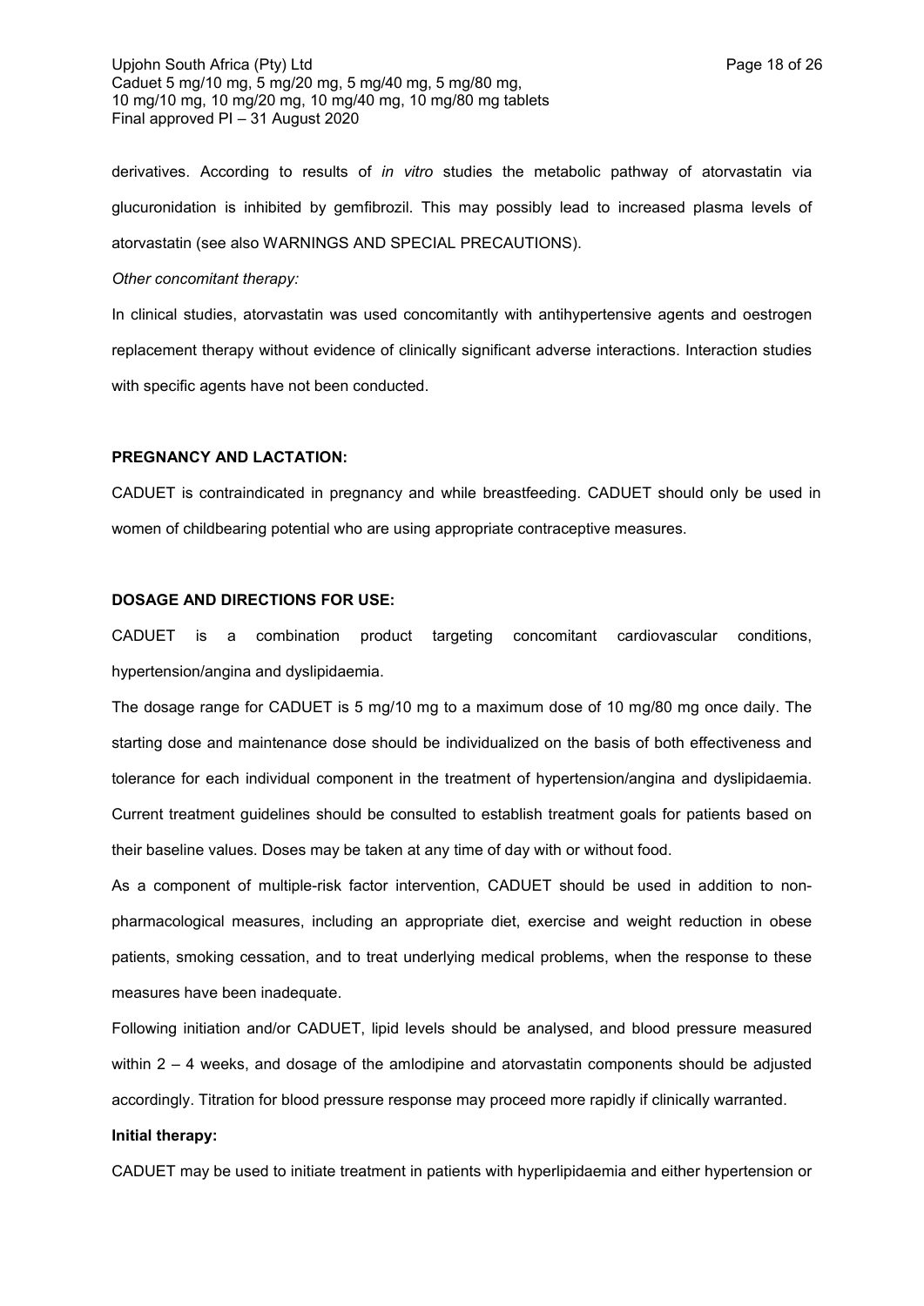derivatives. According to results of *in vitro* studies the metabolic pathway of atorvastatin via glucuronidation is inhibited by gemfibrozil. This may possibly lead to increased plasma levels of atorvastatin (see also WARNINGS AND SPECIAL PRECAUTIONS).

*Other concomitant therapy:*

In clinical studies, atorvastatin was used concomitantly with antihypertensive agents and oestrogen replacement therapy without evidence of clinically significant adverse interactions. Interaction studies with specific agents have not been conducted.

**PREGNANCY AND LACTATION:**

CADUET is contraindicated in pregnancy and while breastfeeding. CADUET should only be used in women of childbearing potential who are using appropriate contraceptive measures.

**DOSAGE AND DIRECTIONS FOR USE:**

CADUET is a combination product targeting concomitant cardiovascular conditions, hypertension/angina and dyslipidaemia.

The dosage range for CADUET is 5 mg/10 mg to a maximum dose of 10 mg/80 mg once daily. The starting dose and maintenance dose should be individualized on the basis of both effectiveness and tolerance for each individual component in the treatment of hypertension/angina and dyslipidaemia. Current treatment guidelines should be consulted to establish treatment goals for patients based on their baseline values. Doses may be taken at any time of day with or without food.

As a component of multiple-risk factor intervention, CADUET should be used in addition to non-pharmacological measures, including an appropriate diet, exercise and weight reduction in obese patients, smoking cessation, and to treat underlying medical problems, when the response to these measures have been inadequate.

Following initiation and/or CADUET, lipid levels should be analysed, and blood pressure measured within 2 – 4 weeks, and dosage of the amlodipine and atorvastatin components should be adjusted accordingly. Titration for blood pressure response may proceed more rapidly if clinically warranted.

**Initial therapy:**

CADUET may be used to initiate treatment in patients with hyperlipidaemia and either hypertension or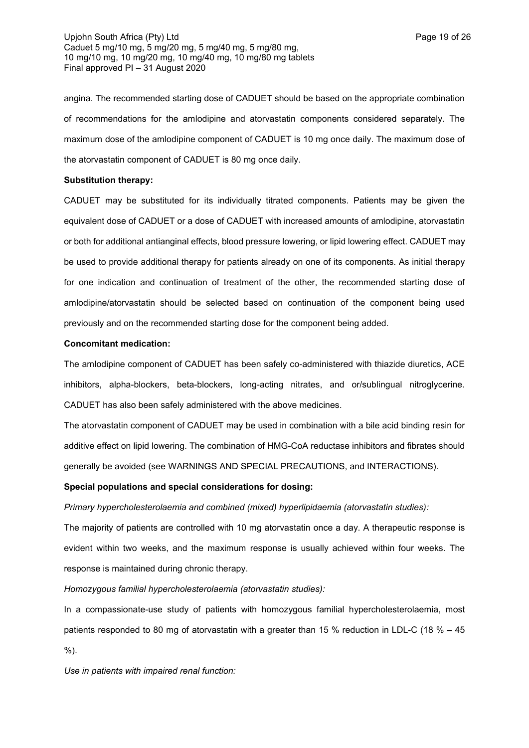angina. The recommended starting dose of CADUET should be based on the appropriate combination of recommendations for the amlodipine and atorvastatin components considered separately. The maximum dose of the amlodipine component of CADUET is 10 mg once daily. The maximum dose of the atorvastatin component of CADUET is 80 mg once daily.

**Substitution therapy:**

CADUET may be substituted for its individually titrated components. Patients may be given the equivalent dose of CADUET or a dose of CADUET with increased amounts of amlodipine, atorvastatin or both for additional antianginal effects, blood pressure lowering, or lipid lowering effect. CADUET may be used to provide additional therapy for patients already on one of its components. As initial therapy for one indication and continuation of treatment of the other, the recommended starting dose of amlodipine/atorvastatin should be selected based on continuation of the component being used previously and on the recommended starting dose for the component being added.

**Concomitant medication:**

The amlodipine component of CADUET has been safely co-administered with thiazide diuretics, ACE inhibitors, alpha-blockers, beta-blockers, long-acting nitrates, and or/sublingual nitroglycerine. CADUET has also been safely administered with the above medicines.

The atorvastatin component of CADUET may be used in combination with a bile acid binding resin for additive effect on lipid lowering. The combination of HMG-CoA reductase inhibitors and fibrates should generally be avoided (see WARNINGS AND SPECIAL PRECAUTIONS, and INTERACTIONS).

**Special populations and special considerations for dosing:**

*Primary hypercholesterolaemia and combined (mixed) hyperlipidaemia (atorvastatin studies):*

The majority of patients are controlled with 10 mg atorvastatin once a day. A therapeutic response is evident within two weeks, and the maximum response is usually achieved within four weeks. The response is maintained during chronic therapy.

*Homozygous familial hypercholesterolaemia (atorvastatin studies):*

In a compassionate-use study of patients with homozygous familial hypercholesterolaemia, most patients responded to 80 mg of atorvastatin with a greater than 15 % reduction in LDL-C (18 % – 45 %).

*Use in patients with impaired renal function:*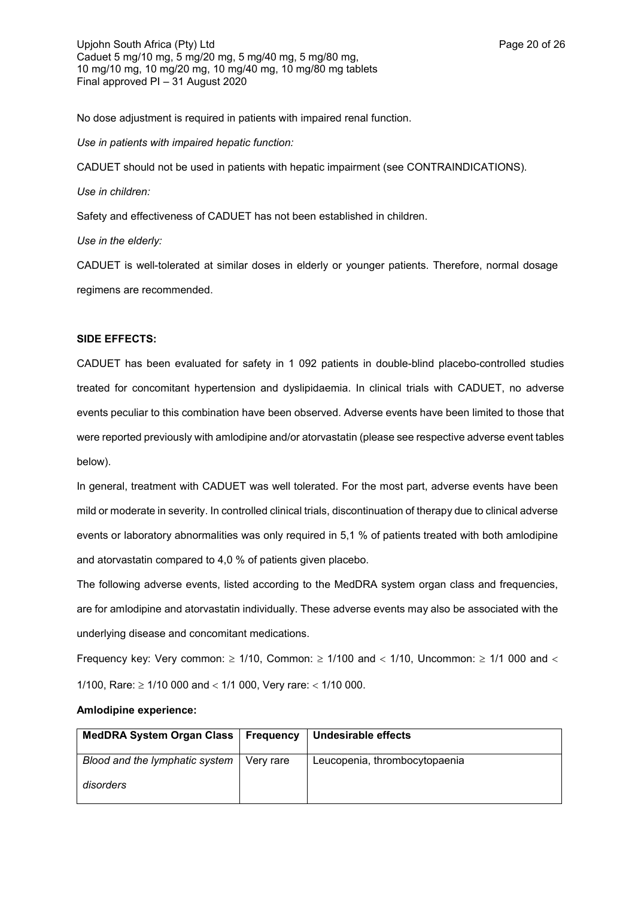No dose adjustment is required in patients with impaired renal function.

*Use in patients with impaired hepatic function:*

CADUET should not be used in patients with hepatic impairment (see CONTRAINDICATIONS).

*Use in children:*

Safety and effectiveness of CADUET has not been established in children.

*Use in the elderly:*

CADUET is well-tolerated at similar doses in elderly or younger patients. Therefore, normal dosage regimens are recommended.

**SIDE EFFECTS:**

CADUET has been evaluated for safety in 1 092 patients in double-blind placebo-controlled studies treated for concomitant hypertension and dyslipidaemia. In clinical trials with CADUET, no adverse events peculiar to this combination have been observed. Adverse events have been limited to those that were reported previously with amlodipine and/or atorvastatin (please see respective adverse event tables below).

In general, treatment with CADUET was well tolerated. For the most part, adverse events have been mild or moderate in severity. In controlled clinical trials, discontinuation of therapy due to clinical adverse events or laboratory abnormalities was only required in 5,1 % of patients treated with both amlodipine and atorvastatin compared to 4,0 % of patients given placebo.

The following adverse events, listed according to the MedDRA system organ class and frequencies, are for amlodipine and atorvastatin individually. These adverse events may also be associated with the underlying disease and concomitant medications.

Frequency key: Very common: ≥ 1/10, Common: ≥ 1/100 and < 1/10, Uncommon: ≥ 1/1 000 and < 1/100, Rare: ≥ 1/10 000 and < 1/1 000, Very rare: < 1/10 000.

**Amlodipine experience:**

| MedDRA System Organ Class | Frequency | Undesirable effects |
|---|---|---|
| *Blood and the lymphatic system disorders* | Very rare | Leucopenia, thrombocytopaenia |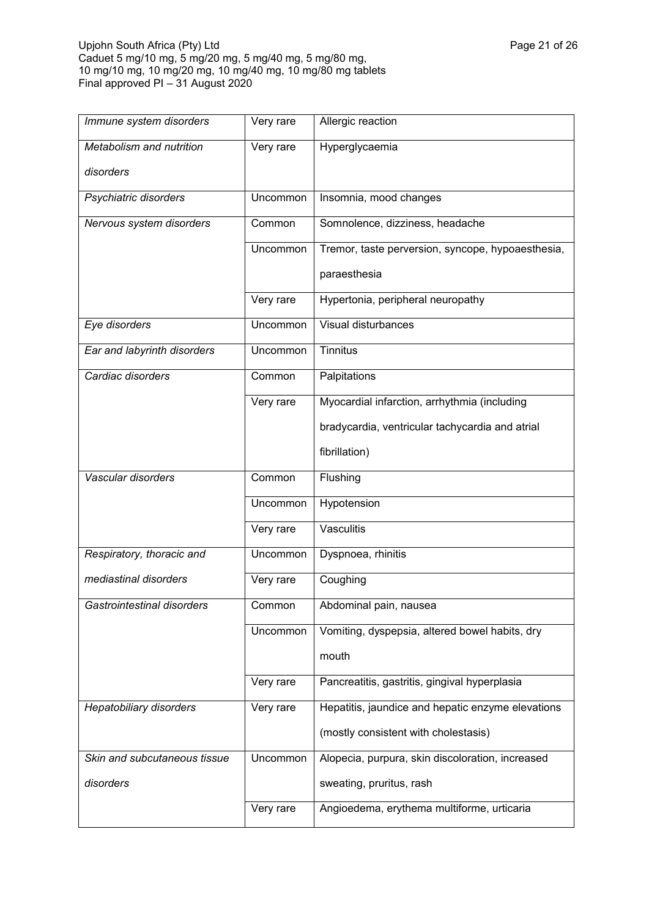| | | |
|---|---|---|
| *Immune system disorders* | Very rare | Allergic reaction |
| *Metabolism and nutrition disorders* | Very rare | Hyperglycaemia |
| *Psychiatric disorders* | Uncommon | Insomnia, mood changes |
| *Nervous system disorders* | Common | Somnolence, dizziness, headache |
| | Uncommon | Tremor, taste perversion, syncope, hypoaesthesia, paraesthesia |
| | Very rare | Hypertonia, peripheral neuropathy |
| *Eye disorders* | Uncommon | Visual disturbances |
| *Ear and labyrinth disorders* | Uncommon | Tinnitus |
| *Cardiac disorders* | Common | Palpitations |
| | Very rare | Myocardial infarction, arrhythmia (including bradycardia, ventricular tachycardia and atrial fibrillation) |
| *Vascular disorders* | Common | Flushing |
| | Uncommon | Hypotension |
| | Very rare | Vasculitis |
| *Respiratory, thoracic and mediastinal disorders* | Uncommon | Dyspnoea, rhinitis |
| | Very rare | Coughing |
| *Gastrointestinal disorders* | Common | Abdominal pain, nausea |
| | Uncommon | Vomiting, dyspepsia, altered bowel habits, dry mouth |
| | Very rare | Pancreatitis, gastritis, gingival hyperplasia |
| *Hepatobiliary disorders* | Very rare | Hepatitis, jaundice and hepatic enzyme elevations (mostly consistent with cholestasis) |
| *Skin and subcutaneous tissue disorders* | Uncommon | Alopecia, purpura, skin discoloration, increased sweating, pruritus, rash |
| | Very rare | Angioedema, erythema multiforme, urticaria |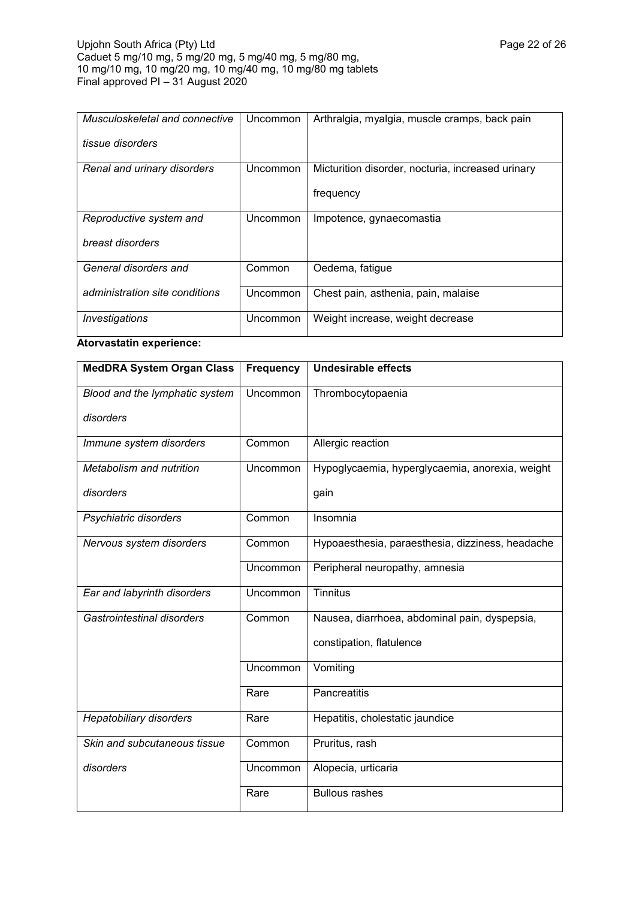| | | |
|---|---|---|
| *Musculoskeletal and connective tissue disorders* | Uncommon | Arthralgia, myalgia, muscle cramps, back pain |
| *Renal and urinary disorders* | Uncommon | Micturition disorder, nocturia, increased urinary frequency |
| *Reproductive system and breast disorders* | Uncommon | Impotence, gynaecomastia |
| *General disorders and administration site conditions* | Common | Oedema, fatigue |
| | Uncommon | Chest pain, asthenia, pain, malaise |
| *Investigations* | Uncommon | Weight increase, weight decrease |

**Atorvastatin experience:**

| MedDRA System Organ Class | Frequency | Undesirable effects |
|---|---|---|
| *Blood and the lymphatic system disorders* | Uncommon | Thrombocytopaenia |
| *Immune system disorders* | Common | Allergic reaction |
| *Metabolism and nutrition disorders* | Uncommon | Hypoglycaemia, hyperglycaemia, anorexia, weight gain |
| *Psychiatric disorders* | Common | Insomnia |
| *Nervous system disorders* | Common | Hypoaesthesia, paraesthesia, dizziness, headache |
| | Uncommon | Peripheral neuropathy, amnesia |
| *Ear and labyrinth disorders* | Uncommon | Tinnitus |
| *Gastrointestinal disorders* | Common | Nausea, diarrhoea, abdominal pain, dyspepsia, constipation, flatulence |
| | Uncommon | Vomiting |
| | Rare | Pancreatitis |
| *Hepatobiliary disorders* | Rare | Hepatitis, cholestatic jaundice |
| *Skin and subcutaneous tissue disorders* | Common | Pruritus, rash |
| | Uncommon | Alopecia, urticaria |
| | Rare | Bullous rashes |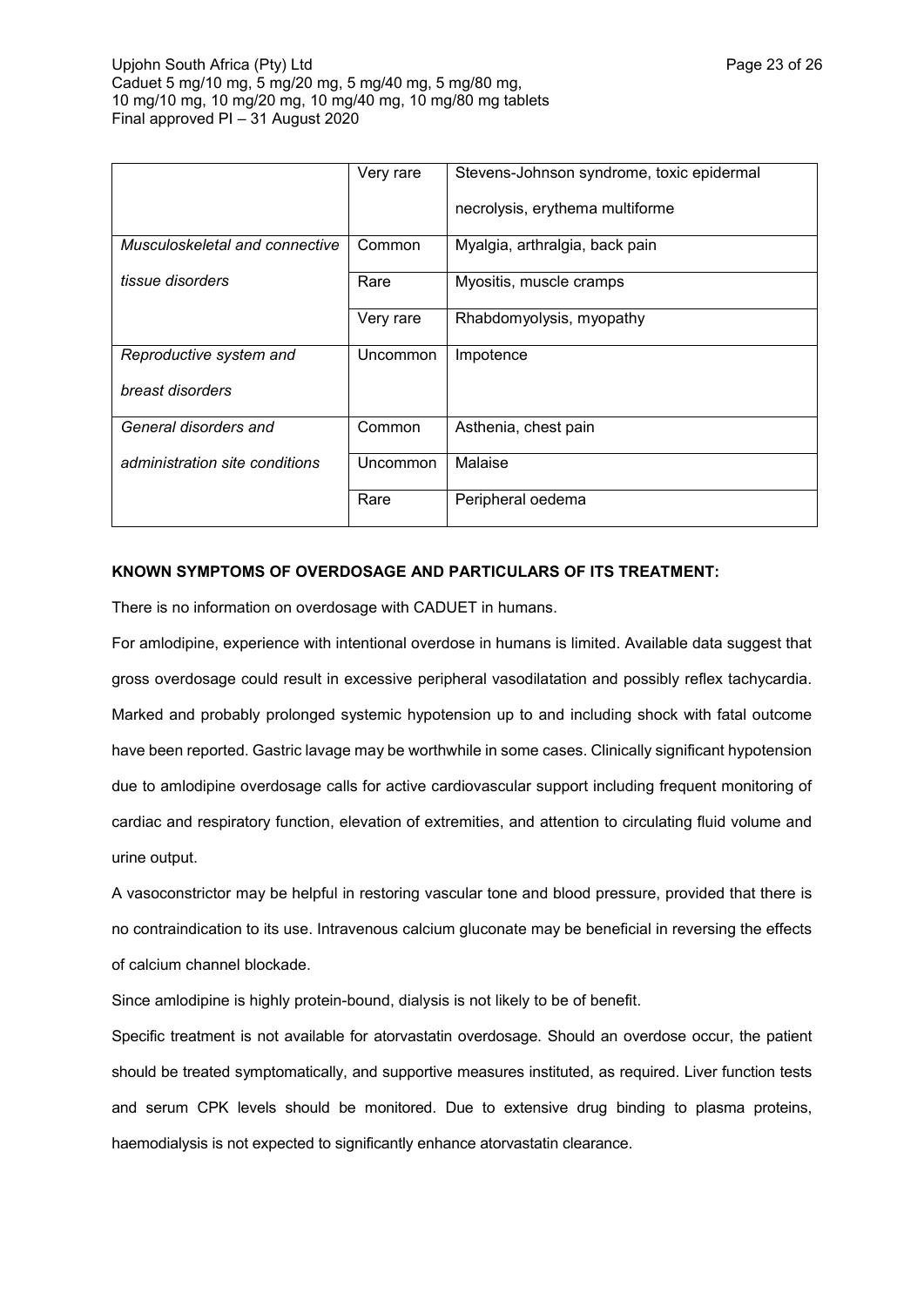| | | |
|---|---|---|
| | Very rare | Stevens-Johnson syndrome, toxic epidermal necrolysis, erythema multiforme |
| *Musculoskeletal and connective tissue disorders* | Common | Myalgia, arthralgia, back pain |
| | Rare | Myositis, muscle cramps |
| | Very rare | Rhabdomyolysis, myopathy |
| *Reproductive system and breast disorders* | Uncommon | Impotence |
| *General disorders and administration site conditions* | Common | Asthenia, chest pain |
| | Uncommon | Malaise |
| | Rare | Peripheral oedema |

**KNOWN SYMPTOMS OF OVERDOSAGE AND PARTICULARS OF ITS TREATMENT:**

There is no information on overdosage with CADUET in humans.

For amlodipine, experience with intentional overdose in humans is limited. Available data suggest that gross overdosage could result in excessive peripheral vasodilatation and possibly reflex tachycardia. Marked and probably prolonged systemic hypotension up to and including shock with fatal outcome have been reported. Gastric lavage may be worthwhile in some cases. Clinically significant hypotension due to amlodipine overdosage calls for active cardiovascular support including frequent monitoring of cardiac and respiratory function, elevation of extremities, and attention to circulating fluid volume and urine output.

A vasoconstrictor may be helpful in restoring vascular tone and blood pressure, provided that there is no contraindication to its use. Intravenous calcium gluconate may be beneficial in reversing the effects of calcium channel blockade.

Since amlodipine is highly protein-bound, dialysis is not likely to be of benefit.

Specific treatment is not available for atorvastatin overdosage. Should an overdose occur, the patient should be treated symptomatically, and supportive measures instituted, as required. Liver function tests and serum CPK levels should be monitored. Due to extensive drug binding to plasma proteins, haemodialysis is not expected to significantly enhance atorvastatin clearance.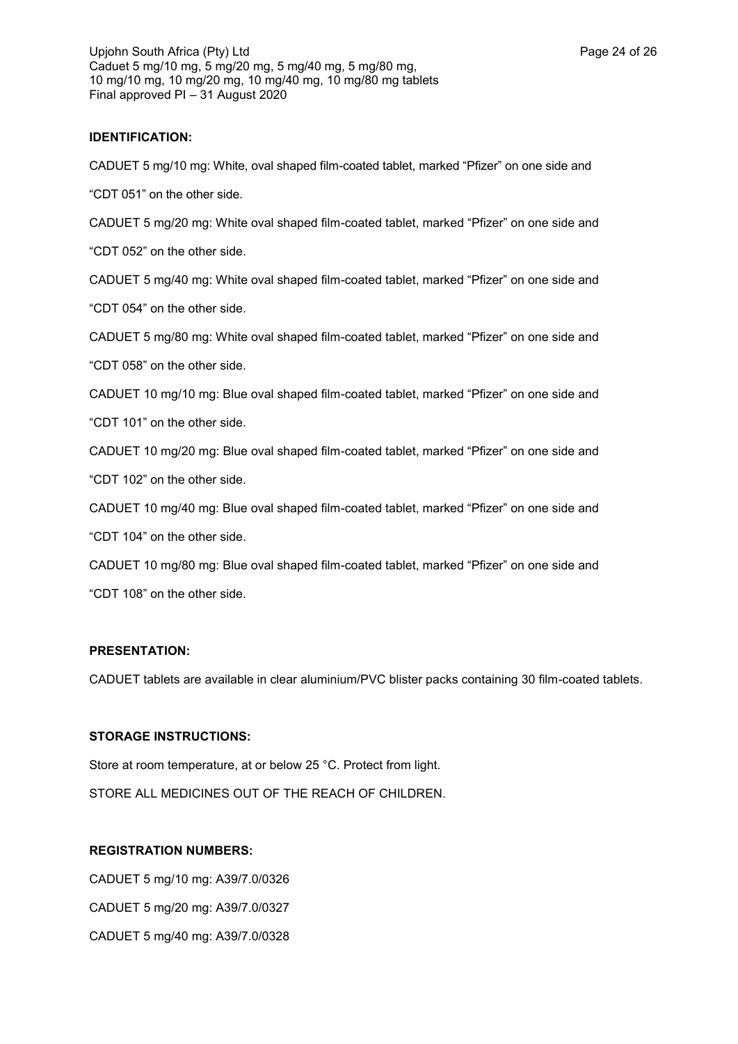**IDENTIFICATION:**

CADUET 5 mg/10 mg: White, oval shaped film-coated tablet, marked "Pfizer" on one side and "CDT 051" on the other side.

CADUET 5 mg/20 mg: White oval shaped film-coated tablet, marked "Pfizer" on one side and "CDT 052" on the other side.

CADUET 5 mg/40 mg: White oval shaped film-coated tablet, marked "Pfizer" on one side and "CDT 054" on the other side.

CADUET 5 mg/80 mg: White oval shaped film-coated tablet, marked "Pfizer" on one side and "CDT 058" on the other side.

CADUET 10 mg/10 mg: Blue oval shaped film-coated tablet, marked "Pfizer" on one side and "CDT 101" on the other side.

CADUET 10 mg/20 mg: Blue oval shaped film-coated tablet, marked "Pfizer" on one side and "CDT 102" on the other side.

CADUET 10 mg/40 mg: Blue oval shaped film-coated tablet, marked "Pfizer" on one side and "CDT 104" on the other side.

CADUET 10 mg/80 mg: Blue oval shaped film-coated tablet, marked "Pfizer" on one side and "CDT 108" on the other side.

**PRESENTATION:**

CADUET tablets are available in clear aluminium/PVC blister packs containing 30 film-coated tablets.

**STORAGE INSTRUCTIONS:**

Store at room temperature, at or below 25 °C. Protect from light.

STORE ALL MEDICINES OUT OF THE REACH OF CHILDREN.

**REGISTRATION NUMBERS:**

CADUET 5 mg/10 mg: A39/7.0/0326

CADUET 5 mg/20 mg: A39/7.0/0327

CADUET 5 mg/40 mg: A39/7.0/0328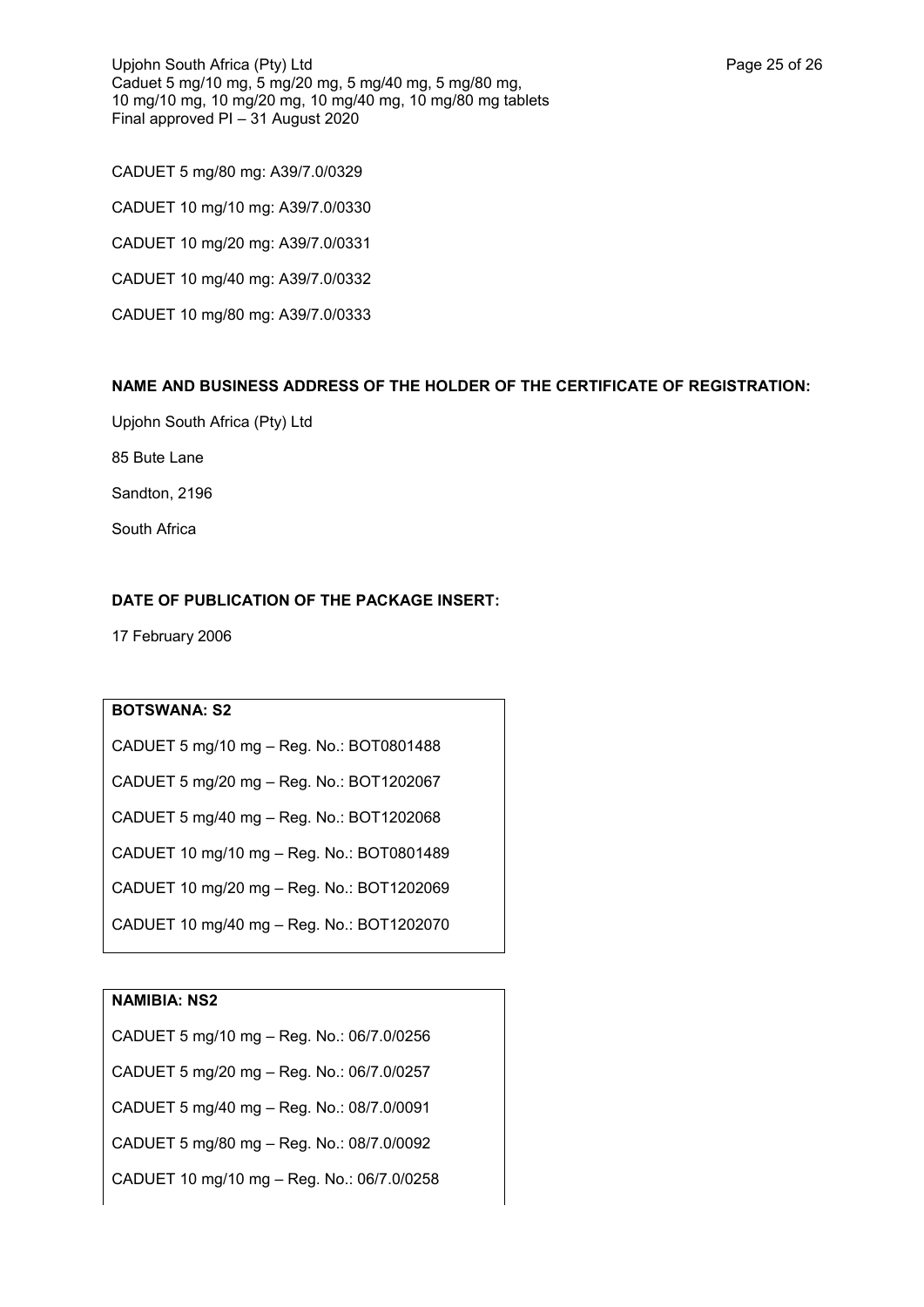CADUET 5 mg/80 mg: A39/7.0/0329

CADUET 10 mg/10 mg: A39/7.0/0330

CADUET 10 mg/20 mg: A39/7.0/0331

CADUET 10 mg/40 mg: A39/7.0/0332

CADUET 10 mg/80 mg: A39/7.0/0333

**NAME AND BUSINESS ADDRESS OF THE HOLDER OF THE CERTIFICATE OF REGISTRATION:**

Upjohn South Africa (Pty) Ltd

85 Bute Lane

Sandton, 2196

South Africa

**DATE OF PUBLICATION OF THE PACKAGE INSERT:**

17 February 2006

**BOTSWANA: S2**

CADUET 5 mg/10 mg – Reg. No.: BOT0801488

CADUET 5 mg/20 mg – Reg. No.: BOT1202067

CADUET 5 mg/40 mg – Reg. No.: BOT1202068

CADUET 10 mg/10 mg – Reg. No.: BOT0801489

CADUET 10 mg/20 mg – Reg. No.: BOT1202069

CADUET 10 mg/40 mg – Reg. No.: BOT1202070

**NAMIBIA: NS2**

CADUET 5 mg/10 mg – Reg. No.: 06/7.0/0256

CADUET 5 mg/20 mg – Reg. No.: 06/7.0/0257

CADUET 5 mg/40 mg – Reg. No.: 08/7.0/0091

CADUET 5 mg/80 mg – Reg. No.: 08/7.0/0092

CADUET 10 mg/10 mg – Reg. No.: 06/7.0/0258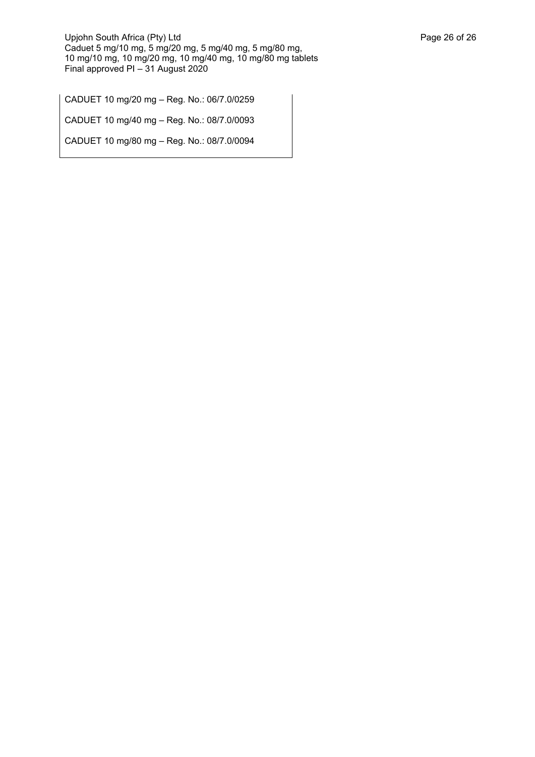CADUET 10 mg/20 mg – Reg. No.: 06/7.0/0259

CADUET 10 mg/40 mg – Reg. No.: 08/7.0/0093

CADUET 10 mg/80 mg – Reg. No.: 08/7.0/0094